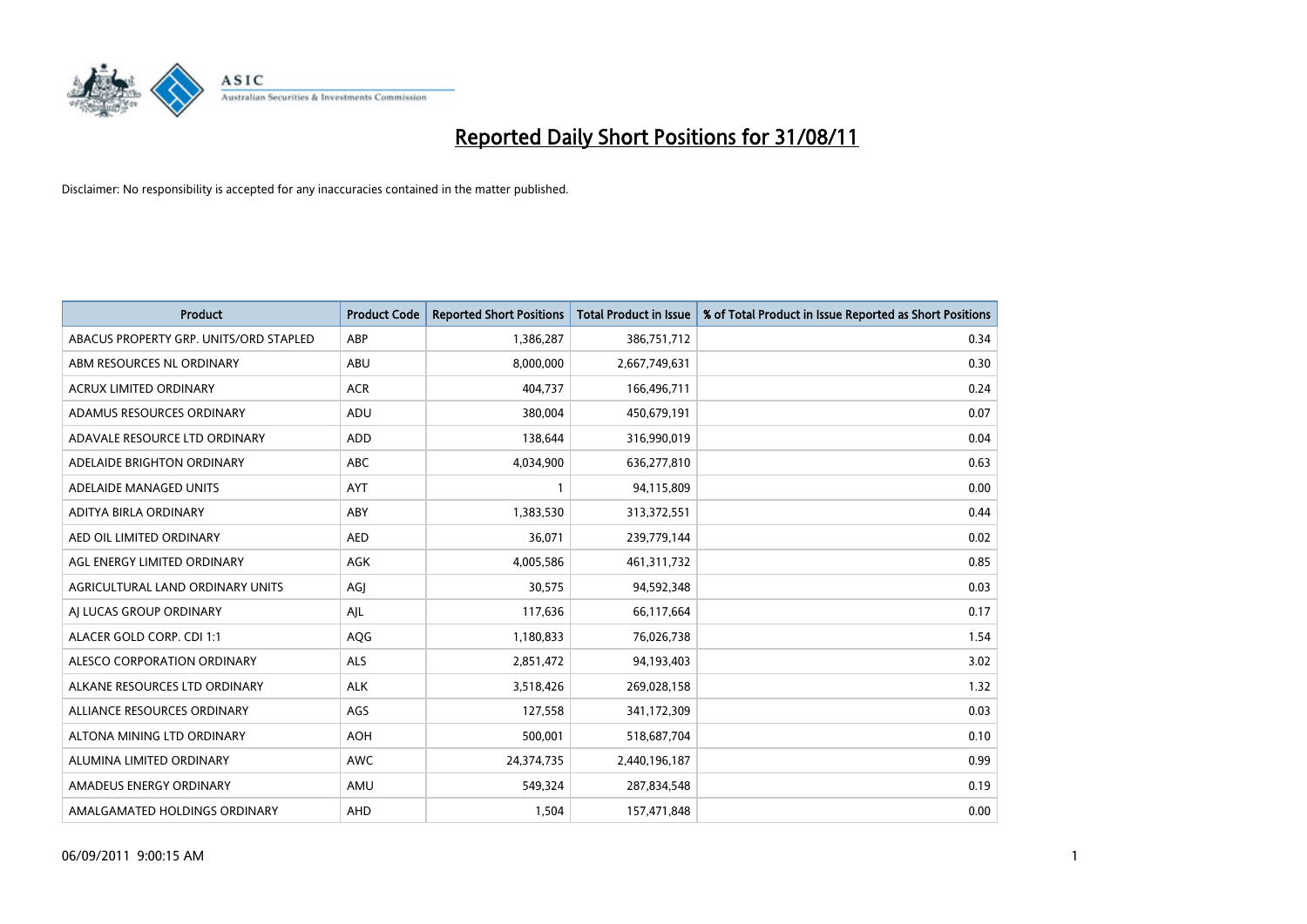# Reported Daily Short Positions for 31/08/11

Disclaimer: No responsibility is accepted for any inaccuracies contained in the matter published.

| Product | Product Code | Reported Short Positions | Total Product in Issue | % of Total Product in Issue Reported as Short Positions |
|---|---|---|---|---|
| ABACUS PROPERTY GRP. UNITS/ORD STAPLED | ABP | 1,386,287 | 386,751,712 | 0.34 |
| ABM RESOURCES NL ORDINARY | ABU | 8,000,000 | 2,667,749,631 | 0.30 |
| ACRUX LIMITED ORDINARY | ACR | 404,737 | 166,496,711 | 0.24 |
| ADAMUS RESOURCES ORDINARY | ADU | 380,004 | 450,679,191 | 0.07 |
| ADAVALE RESOURCE LTD ORDINARY | ADD | 138,644 | 316,990,019 | 0.04 |
| ADELAIDE BRIGHTON ORDINARY | ABC | 4,034,900 | 636,277,810 | 0.63 |
| ADELAIDE MANAGED UNITS | AYT | 1 | 94,115,809 | 0.00 |
| ADITYA BIRLA ORDINARY | ABY | 1,383,530 | 313,372,551 | 0.44 |
| AED OIL LIMITED ORDINARY | AED | 36,071 | 239,779,144 | 0.02 |
| AGL ENERGY LIMITED ORDINARY | AGK | 4,005,586 | 461,311,732 | 0.85 |
| AGRICULTURAL LAND ORDINARY UNITS | AGJ | 30,575 | 94,592,348 | 0.03 |
| AJ LUCAS GROUP ORDINARY | AJL | 117,636 | 66,117,664 | 0.17 |
| ALACER GOLD CORP. CDI 1:1 | AQG | 1,180,833 | 76,026,738 | 1.54 |
| ALESCO CORPORATION ORDINARY | ALS | 2,851,472 | 94,193,403 | 3.02 |
| ALKANE RESOURCES LTD ORDINARY | ALK | 3,518,426 | 269,028,158 | 1.32 |
| ALLIANCE RESOURCES ORDINARY | AGS | 127,558 | 341,172,309 | 0.03 |
| ALTONA MINING LTD ORDINARY | AOH | 500,001 | 518,687,704 | 0.10 |
| ALUMINA LIMITED ORDINARY | AWC | 24,374,735 | 2,440,196,187 | 0.99 |
| AMADEUS ENERGY ORDINARY | AMU | 549,324 | 287,834,548 | 0.19 |
| AMALGAMATED HOLDINGS ORDINARY | AHD | 1,504 | 157,471,848 | 0.00 |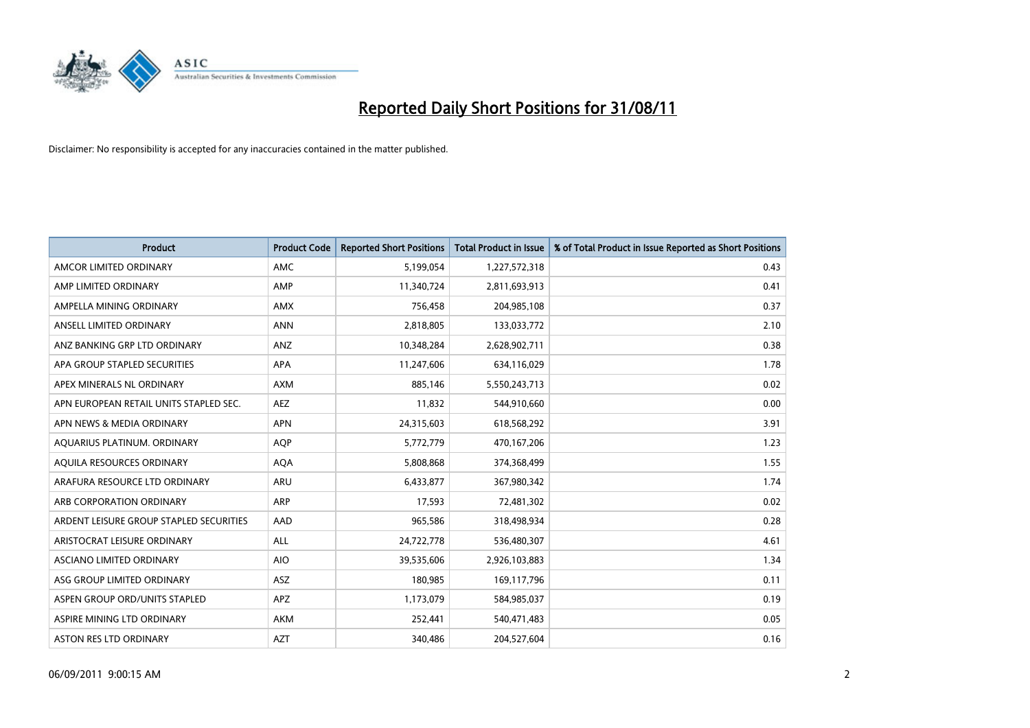# Reported Daily Short Positions for 31/08/11

Disclaimer: No responsibility is accepted for any inaccuracies contained in the matter published.

| Product | Product Code | Reported Short Positions | Total Product in Issue | % of Total Product in Issue Reported as Short Positions |
|---|---|---|---|---|
| AMCOR LIMITED ORDINARY | AMC | 5,199,054 | 1,227,572,318 | 0.43 |
| AMP LIMITED ORDINARY | AMP | 11,340,724 | 2,811,693,913 | 0.41 |
| AMPELLA MINING ORDINARY | AMX | 756,458 | 204,985,108 | 0.37 |
| ANSELL LIMITED ORDINARY | ANN | 2,818,805 | 133,033,772 | 2.10 |
| ANZ BANKING GRP LTD ORDINARY | ANZ | 10,348,284 | 2,628,902,711 | 0.38 |
| APA GROUP STAPLED SECURITIES | APA | 11,247,606 | 634,116,029 | 1.78 |
| APEX MINERALS NL ORDINARY | AXM | 885,146 | 5,550,243,713 | 0.02 |
| APN EUROPEAN RETAIL UNITS STAPLED SEC. | AEZ | 11,832 | 544,910,660 | 0.00 |
| APN NEWS & MEDIA ORDINARY | APN | 24,315,603 | 618,568,292 | 3.91 |
| AQUARIUS PLATINUM. ORDINARY | AQP | 5,772,779 | 470,167,206 | 1.23 |
| AQUILA RESOURCES ORDINARY | AQA | 5,808,868 | 374,368,499 | 1.55 |
| ARAFURA RESOURCE LTD ORDINARY | ARU | 6,433,877 | 367,980,342 | 1.74 |
| ARB CORPORATION ORDINARY | ARP | 17,593 | 72,481,302 | 0.02 |
| ARDENT LEISURE GROUP STAPLED SECURITIES | AAD | 965,586 | 318,498,934 | 0.28 |
| ARISTOCRAT LEISURE ORDINARY | ALL | 24,722,778 | 536,480,307 | 4.61 |
| ASCIANO LIMITED ORDINARY | AIO | 39,535,606 | 2,926,103,883 | 1.34 |
| ASG GROUP LIMITED ORDINARY | ASZ | 180,985 | 169,117,796 | 0.11 |
| ASPEN GROUP ORD/UNITS STAPLED | APZ | 1,173,079 | 584,985,037 | 0.19 |
| ASPIRE MINING LTD ORDINARY | AKM | 252,441 | 540,471,483 | 0.05 |
| ASTON RES LTD ORDINARY | AZT | 340,486 | 204,527,604 | 0.16 |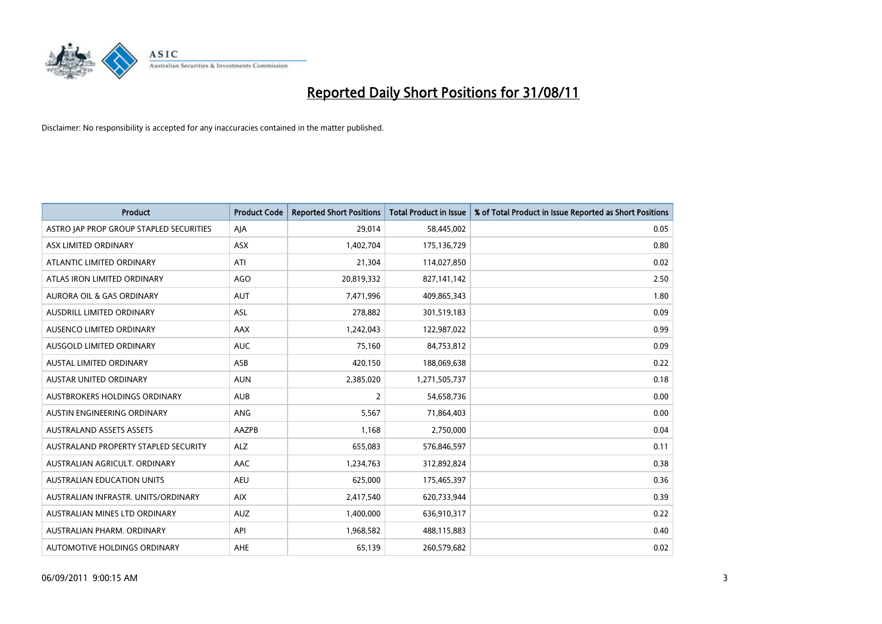# Reported Daily Short Positions for 31/08/11

Disclaimer: No responsibility is accepted for any inaccuracies contained in the matter published.

| Product | Product Code | Reported Short Positions | Total Product in Issue | % of Total Product in Issue Reported as Short Positions |
|---|---|---|---|---|
| ASTRO JAP PROP GROUP STAPLED SECURITIES | AJA | 29,014 | 58,445,002 | 0.05 |
| ASX LIMITED ORDINARY | ASX | 1,402,704 | 175,136,729 | 0.80 |
| ATLANTIC LIMITED ORDINARY | ATI | 21,304 | 114,027,850 | 0.02 |
| ATLAS IRON LIMITED ORDINARY | AGO | 20,819,332 | 827,141,142 | 2.50 |
| AURORA OIL & GAS ORDINARY | AUT | 7,471,996 | 409,865,343 | 1.80 |
| AUSDRILL LIMITED ORDINARY | ASL | 278,882 | 301,519,183 | 0.09 |
| AUSENCO LIMITED ORDINARY | AAX | 1,242,043 | 122,987,022 | 0.99 |
| AUSGOLD LIMITED ORDINARY | AUC | 75,160 | 84,753,812 | 0.09 |
| AUSTAL LIMITED ORDINARY | ASB | 420,150 | 188,069,638 | 0.22 |
| AUSTAR UNITED ORDINARY | AUN | 2,385,020 | 1,271,505,737 | 0.18 |
| AUSTBROKERS HOLDINGS ORDINARY | AUB | 2 | 54,658,736 | 0.00 |
| AUSTIN ENGINEERING ORDINARY | ANG | 5,567 | 71,864,403 | 0.00 |
| AUSTRALAND ASSETS ASSETS | AAZPB | 1,168 | 2,750,000 | 0.04 |
| AUSTRALAND PROPERTY STAPLED SECURITY | ALZ | 655,083 | 576,846,597 | 0.11 |
| AUSTRALIAN AGRICULT. ORDINARY | AAC | 1,234,763 | 312,892,824 | 0.38 |
| AUSTRALIAN EDUCATION UNITS | AEU | 625,000 | 175,465,397 | 0.36 |
| AUSTRALIAN INFRASTR. UNITS/ORDINARY | AIX | 2,417,540 | 620,733,944 | 0.39 |
| AUSTRALIAN MINES LTD ORDINARY | AUZ | 1,400,000 | 636,910,317 | 0.22 |
| AUSTRALIAN PHARM. ORDINARY | API | 1,968,582 | 488,115,883 | 0.40 |
| AUTOMOTIVE HOLDINGS ORDINARY | AHE | 65,139 | 260,579,682 | 0.02 |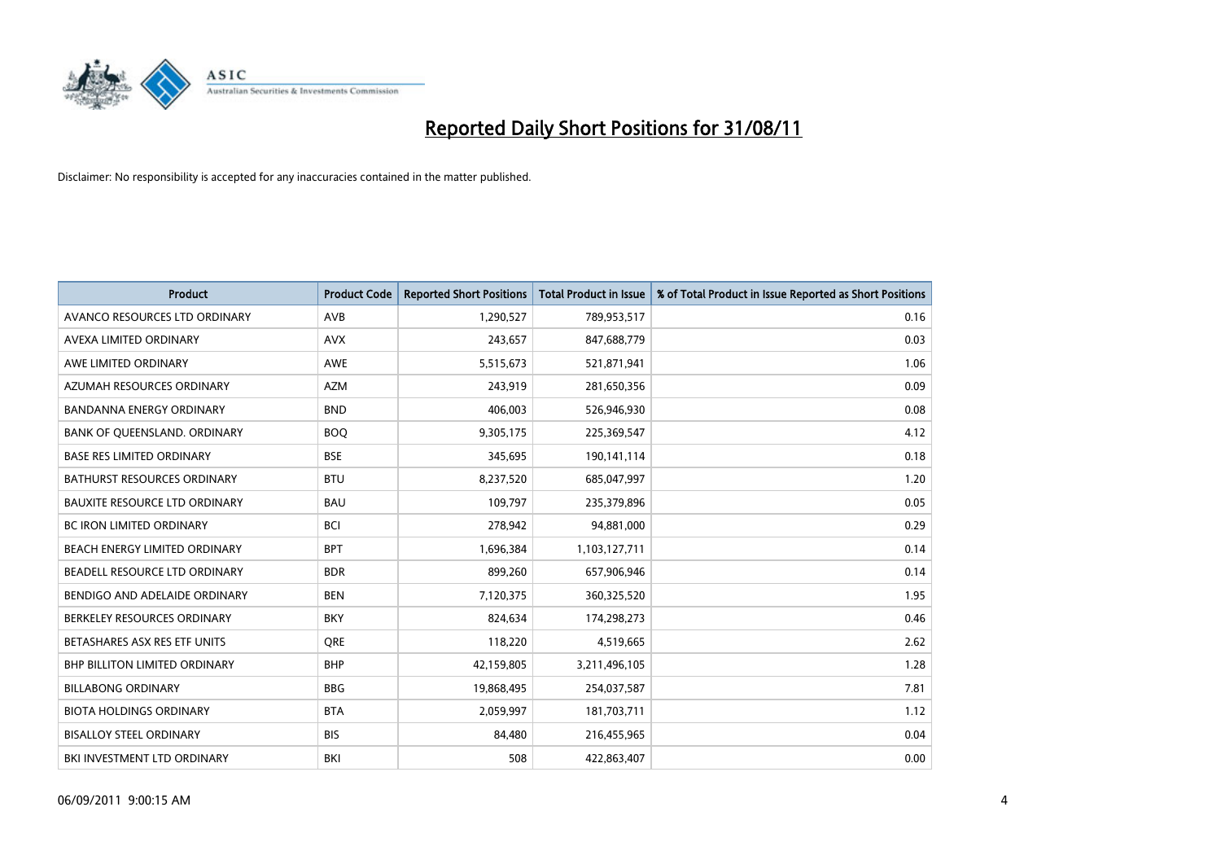# Reported Daily Short Positions for 31/08/11

Disclaimer: No responsibility is accepted for any inaccuracies contained in the matter published.

| Product | Product Code | Reported Short Positions | Total Product in Issue | % of Total Product in Issue Reported as Short Positions |
|---|---|---|---|---|
| AVANCO RESOURCES LTD ORDINARY | AVB | 1,290,527 | 789,953,517 | 0.16 |
| AVEXA LIMITED ORDINARY | AVX | 243,657 | 847,688,779 | 0.03 |
| AWE LIMITED ORDINARY | AWE | 5,515,673 | 521,871,941 | 1.06 |
| AZUMAH RESOURCES ORDINARY | AZM | 243,919 | 281,650,356 | 0.09 |
| BANDANNA ENERGY ORDINARY | BND | 406,003 | 526,946,930 | 0.08 |
| BANK OF QUEENSLAND. ORDINARY | BOQ | 9,305,175 | 225,369,547 | 4.12 |
| BASE RES LIMITED ORDINARY | BSE | 345,695 | 190,141,114 | 0.18 |
| BATHURST RESOURCES ORDINARY | BTU | 8,237,520 | 685,047,997 | 1.20 |
| BAUXITE RESOURCE LTD ORDINARY | BAU | 109,797 | 235,379,896 | 0.05 |
| BC IRON LIMITED ORDINARY | BCI | 278,942 | 94,881,000 | 0.29 |
| BEACH ENERGY LIMITED ORDINARY | BPT | 1,696,384 | 1,103,127,711 | 0.14 |
| BEADELL RESOURCE LTD ORDINARY | BDR | 899,260 | 657,906,946 | 0.14 |
| BENDIGO AND ADELAIDE ORDINARY | BEN | 7,120,375 | 360,325,520 | 1.95 |
| BERKELEY RESOURCES ORDINARY | BKY | 824,634 | 174,298,273 | 0.46 |
| BETASHARES ASX RES ETF UNITS | QRE | 118,220 | 4,519,665 | 2.62 |
| BHP BILLITON LIMITED ORDINARY | BHP | 42,159,805 | 3,211,496,105 | 1.28 |
| BILLABONG ORDINARY | BBG | 19,868,495 | 254,037,587 | 7.81 |
| BIOTA HOLDINGS ORDINARY | BTA | 2,059,997 | 181,703,711 | 1.12 |
| BISALLOY STEEL ORDINARY | BIS | 84,480 | 216,455,965 | 0.04 |
| BKI INVESTMENT LTD ORDINARY | BKI | 508 | 422,863,407 | 0.00 |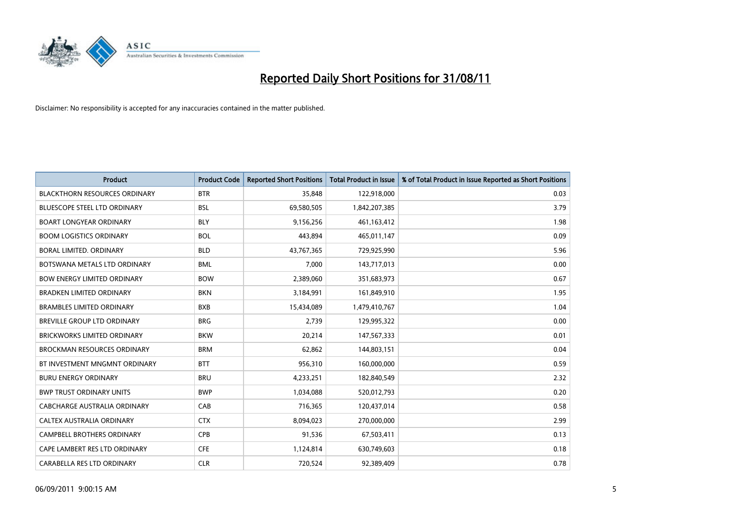# Reported Daily Short Positions for 31/08/11

Disclaimer: No responsibility is accepted for any inaccuracies contained in the matter published.

| Product | Product Code | Reported Short Positions | Total Product in Issue | % of Total Product in Issue Reported as Short Positions |
| --- | --- | --- | --- | --- |
| BLACKTHORN RESOURCES ORDINARY | BTR | 35,848 | 122,918,000 | 0.03 |
| BLUESCOPE STEEL LTD ORDINARY | BSL | 69,580,505 | 1,842,207,385 | 3.79 |
| BOART LONGYEAR ORDINARY | BLY | 9,156,256 | 461,163,412 | 1.98 |
| BOOM LOGISTICS ORDINARY | BOL | 443,894 | 465,011,147 | 0.09 |
| BORAL LIMITED. ORDINARY | BLD | 43,767,365 | 729,925,990 | 5.96 |
| BOTSWANA METALS LTD ORDINARY | BML | 7,000 | 143,717,013 | 0.00 |
| BOW ENERGY LIMITED ORDINARY | BOW | 2,389,060 | 351,683,973 | 0.67 |
| BRADKEN LIMITED ORDINARY | BKN | 3,184,991 | 161,849,910 | 1.95 |
| BRAMBLES LIMITED ORDINARY | BXB | 15,434,089 | 1,479,410,767 | 1.04 |
| BREVILLE GROUP LTD ORDINARY | BRG | 2,739 | 129,995,322 | 0.00 |
| BRICKWORKS LIMITED ORDINARY | BKW | 20,214 | 147,567,333 | 0.01 |
| BROCKMAN RESOURCES ORDINARY | BRM | 62,862 | 144,803,151 | 0.04 |
| BT INVESTMENT MNGMNT ORDINARY | BTT | 956,310 | 160,000,000 | 0.59 |
| BURU ENERGY ORDINARY | BRU | 4,233,251 | 182,840,549 | 2.32 |
| BWP TRUST ORDINARY UNITS | BWP | 1,034,088 | 520,012,793 | 0.20 |
| CABCHARGE AUSTRALIA ORDINARY | CAB | 716,365 | 120,437,014 | 0.58 |
| CALTEX AUSTRALIA ORDINARY | CTX | 8,094,023 | 270,000,000 | 2.99 |
| CAMPBELL BROTHERS ORDINARY | CPB | 91,536 | 67,503,411 | 0.13 |
| CAPE LAMBERT RES LTD ORDINARY | CFE | 1,124,814 | 630,749,603 | 0.18 |
| CARABELLA RES LTD ORDINARY | CLR | 720,524 | 92,389,409 | 0.78 |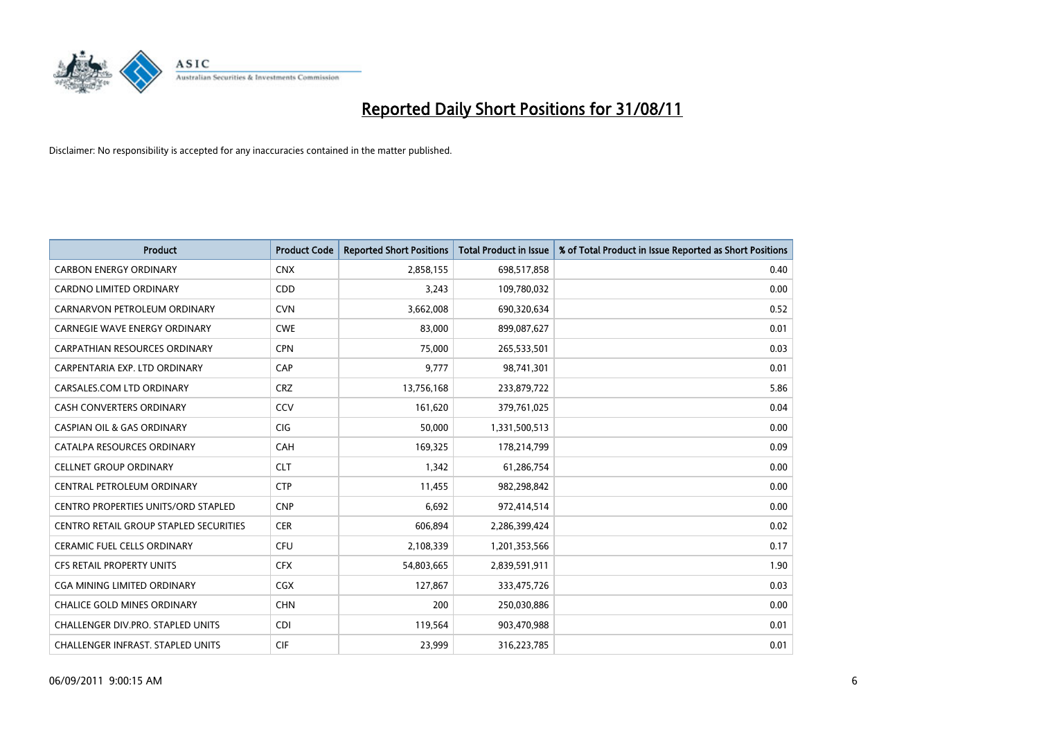# Reported Daily Short Positions for 31/08/11

Disclaimer: No responsibility is accepted for any inaccuracies contained in the matter published.

| Product | Product Code | Reported Short Positions | Total Product in Issue | % of Total Product in Issue Reported as Short Positions |
|---|---|---|---|---|
| CARBON ENERGY ORDINARY | CNX | 2,858,155 | 698,517,858 | 0.40 |
| CARDNO LIMITED ORDINARY | CDD | 3,243 | 109,780,032 | 0.00 |
| CARNARVON PETROLEUM ORDINARY | CVN | 3,662,008 | 690,320,634 | 0.52 |
| CARNEGIE WAVE ENERGY ORDINARY | CWE | 83,000 | 899,087,627 | 0.01 |
| CARPATHIAN RESOURCES ORDINARY | CPN | 75,000 | 265,533,501 | 0.03 |
| CARPENTARIA EXP. LTD ORDINARY | CAP | 9,777 | 98,741,301 | 0.01 |
| CARSALES.COM LTD ORDINARY | CRZ | 13,756,168 | 233,879,722 | 5.86 |
| CASH CONVERTERS ORDINARY | CCV | 161,620 | 379,761,025 | 0.04 |
| CASPIAN OIL & GAS ORDINARY | CIG | 50,000 | 1,331,500,513 | 0.00 |
| CATALPA RESOURCES ORDINARY | CAH | 169,325 | 178,214,799 | 0.09 |
| CELLNET GROUP ORDINARY | CLT | 1,342 | 61,286,754 | 0.00 |
| CENTRAL PETROLEUM ORDINARY | CTP | 11,455 | 982,298,842 | 0.00 |
| CENTRO PROPERTIES UNITS/ORD STAPLED | CNP | 6,692 | 972,414,514 | 0.00 |
| CENTRO RETAIL GROUP STAPLED SECURITIES | CER | 606,894 | 2,286,399,424 | 0.02 |
| CERAMIC FUEL CELLS ORDINARY | CFU | 2,108,339 | 1,201,353,566 | 0.17 |
| CFS RETAIL PROPERTY UNITS | CFX | 54,803,665 | 2,839,591,911 | 1.90 |
| CGA MINING LIMITED ORDINARY | CGX | 127,867 | 333,475,726 | 0.03 |
| CHALICE GOLD MINES ORDINARY | CHN | 200 | 250,030,886 | 0.00 |
| CHALLENGER DIV.PRO. STAPLED UNITS | CDI | 119,564 | 903,470,988 | 0.01 |
| CHALLENGER INFRAST. STAPLED UNITS | CIF | 23,999 | 316,223,785 | 0.01 |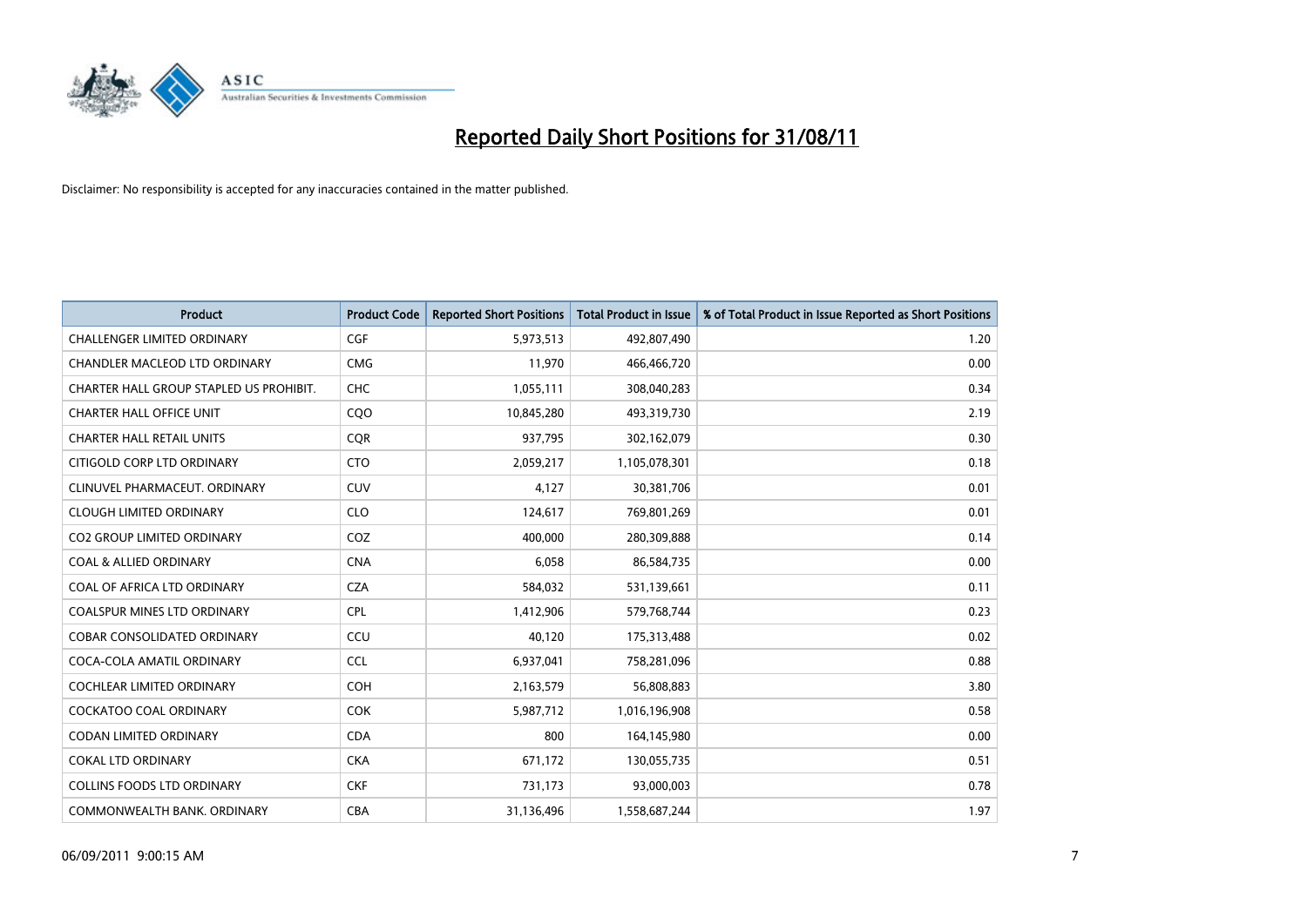# Reported Daily Short Positions for 31/08/11

Disclaimer: No responsibility is accepted for any inaccuracies contained in the matter published.

| Product | Product Code | Reported Short Positions | Total Product in Issue | % of Total Product in Issue Reported as Short Positions |
|---|---|---|---|---|
| CHALLENGER LIMITED ORDINARY | CGF | 5,973,513 | 492,807,490 | 1.20 |
| CHANDLER MACLEOD LTD ORDINARY | CMG | 11,970 | 466,466,720 | 0.00 |
| CHARTER HALL GROUP STAPLED US PROHIBIT. | CHC | 1,055,111 | 308,040,283 | 0.34 |
| CHARTER HALL OFFICE UNIT | CQO | 10,845,280 | 493,319,730 | 2.19 |
| CHARTER HALL RETAIL UNITS | CQR | 937,795 | 302,162,079 | 0.30 |
| CITIGOLD CORP LTD ORDINARY | CTO | 2,059,217 | 1,105,078,301 | 0.18 |
| CLINUVEL PHARMACEUT. ORDINARY | CUV | 4,127 | 30,381,706 | 0.01 |
| CLOUGH LIMITED ORDINARY | CLO | 124,617 | 769,801,269 | 0.01 |
| CO2 GROUP LIMITED ORDINARY | COZ | 400,000 | 280,309,888 | 0.14 |
| COAL & ALLIED ORDINARY | CNA | 6,058 | 86,584,735 | 0.00 |
| COAL OF AFRICA LTD ORDINARY | CZA | 584,032 | 531,139,661 | 0.11 |
| COALSPUR MINES LTD ORDINARY | CPL | 1,412,906 | 579,768,744 | 0.23 |
| COBAR CONSOLIDATED ORDINARY | CCU | 40,120 | 175,313,488 | 0.02 |
| COCA-COLA AMATIL ORDINARY | CCL | 6,937,041 | 758,281,096 | 0.88 |
| COCHLEAR LIMITED ORDINARY | COH | 2,163,579 | 56,808,883 | 3.80 |
| COCKATOO COAL ORDINARY | COK | 5,987,712 | 1,016,196,908 | 0.58 |
| CODAN LIMITED ORDINARY | CDA | 800 | 164,145,980 | 0.00 |
| COKAL LTD ORDINARY | CKA | 671,172 | 130,055,735 | 0.51 |
| COLLINS FOODS LTD ORDINARY | CKF | 731,173 | 93,000,003 | 0.78 |
| COMMONWEALTH BANK. ORDINARY | CBA | 31,136,496 | 1,558,687,244 | 1.97 |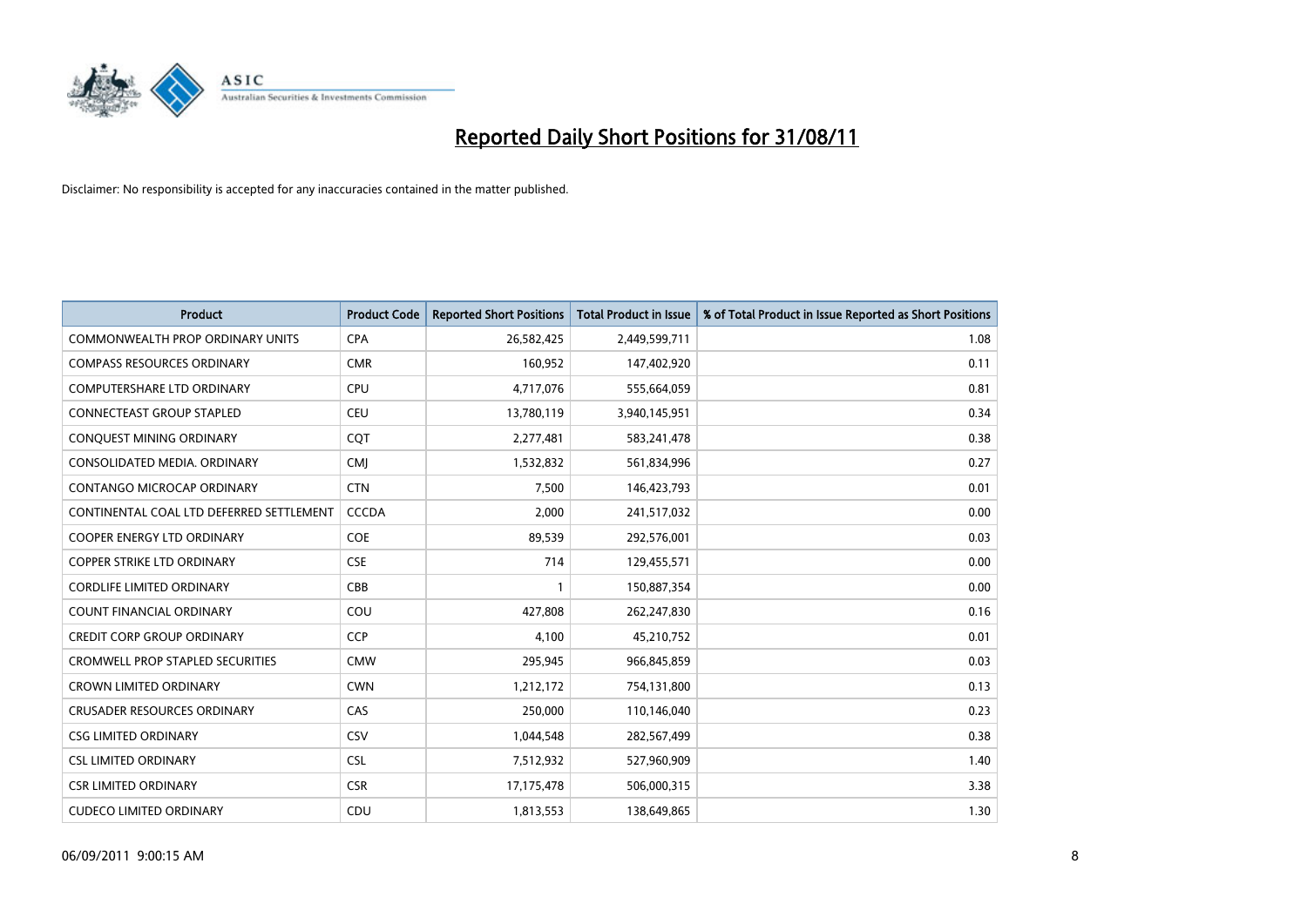# Reported Daily Short Positions for 31/08/11

Disclaimer: No responsibility is accepted for any inaccuracies contained in the matter published.

| Product | Product Code | Reported Short Positions | Total Product in Issue | % of Total Product in Issue Reported as Short Positions |
|---|---|---|---|---|
| COMMONWEALTH PROP ORDINARY UNITS | CPA | 26,582,425 | 2,449,599,711 | 1.08 |
| COMPASS RESOURCES ORDINARY | CMR | 160,952 | 147,402,920 | 0.11 |
| COMPUTERSHARE LTD ORDINARY | CPU | 4,717,076 | 555,664,059 | 0.81 |
| CONNECTEAST GROUP STAPLED | CEU | 13,780,119 | 3,940,145,951 | 0.34 |
| CONQUEST MINING ORDINARY | CQT | 2,277,481 | 583,241,478 | 0.38 |
| CONSOLIDATED MEDIA. ORDINARY | CMJ | 1,532,832 | 561,834,996 | 0.27 |
| CONTANGO MICROCAP ORDINARY | CTN | 7,500 | 146,423,793 | 0.01 |
| CONTINENTAL COAL LTD DEFERRED SETTLEMENT | CCCDA | 2,000 | 241,517,032 | 0.00 |
| COOPER ENERGY LTD ORDINARY | COE | 89,539 | 292,576,001 | 0.03 |
| COPPER STRIKE LTD ORDINARY | CSE | 714 | 129,455,571 | 0.00 |
| CORDLIFE LIMITED ORDINARY | CBB | 1 | 150,887,354 | 0.00 |
| COUNT FINANCIAL ORDINARY | COU | 427,808 | 262,247,830 | 0.16 |
| CREDIT CORP GROUP ORDINARY | CCP | 4,100 | 45,210,752 | 0.01 |
| CROMWELL PROP STAPLED SECURITIES | CMW | 295,945 | 966,845,859 | 0.03 |
| CROWN LIMITED ORDINARY | CWN | 1,212,172 | 754,131,800 | 0.13 |
| CRUSADER RESOURCES ORDINARY | CAS | 250,000 | 110,146,040 | 0.23 |
| CSG LIMITED ORDINARY | CSV | 1,044,548 | 282,567,499 | 0.38 |
| CSL LIMITED ORDINARY | CSL | 7,512,932 | 527,960,909 | 1.40 |
| CSR LIMITED ORDINARY | CSR | 17,175,478 | 506,000,315 | 3.38 |
| CUDECO LIMITED ORDINARY | CDU | 1,813,553 | 138,649,865 | 1.30 |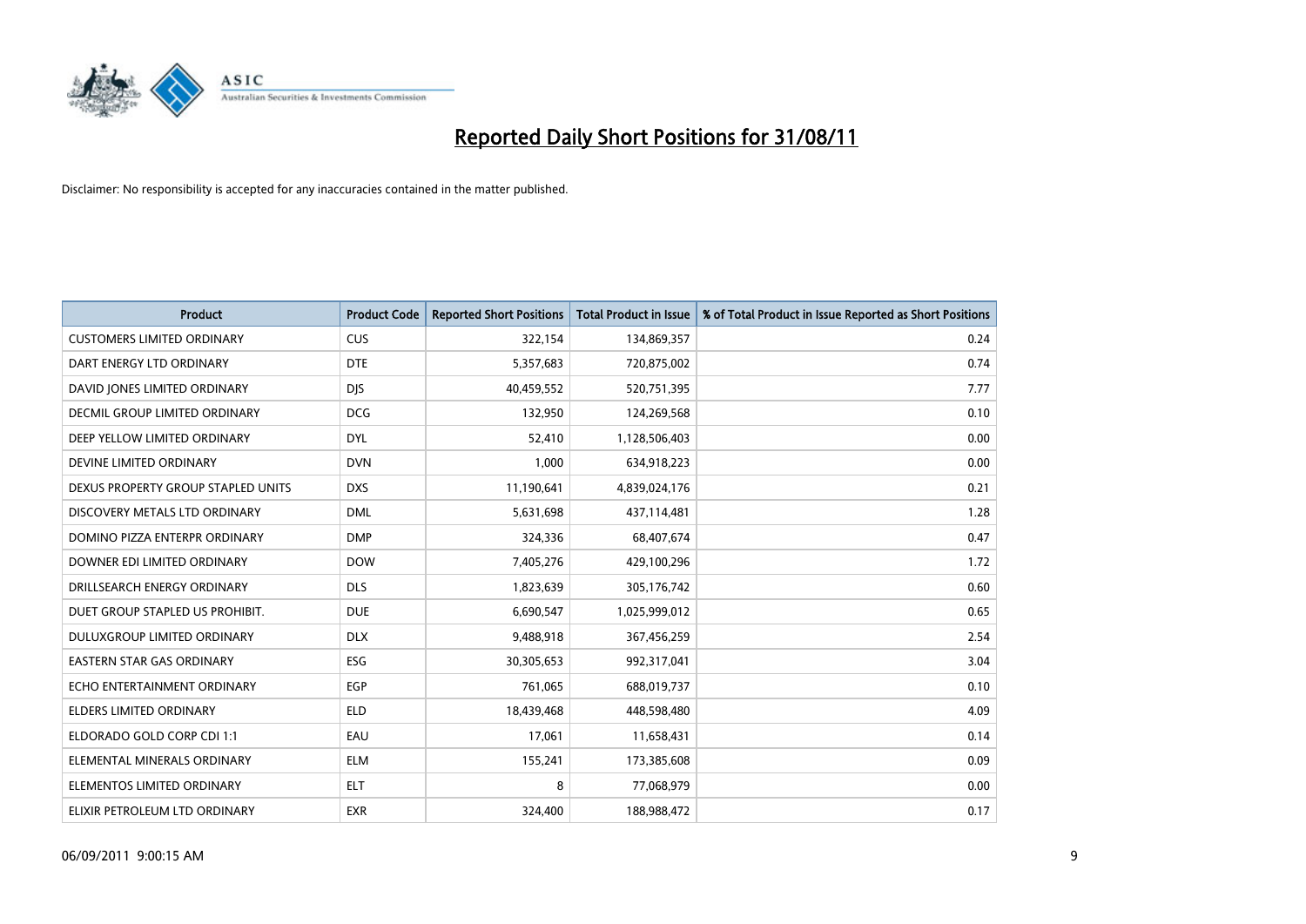# Reported Daily Short Positions for 31/08/11

Disclaimer: No responsibility is accepted for any inaccuracies contained in the matter published.

| Product | Product Code | Reported Short Positions | Total Product in Issue | % of Total Product in Issue Reported as Short Positions |
|---|---|---|---|---|
| CUSTOMERS LIMITED ORDINARY | CUS | 322,154 | 134,869,357 | 0.24 |
| DART ENERGY LTD ORDINARY | DTE | 5,357,683 | 720,875,002 | 0.74 |
| DAVID JONES LIMITED ORDINARY | DJS | 40,459,552 | 520,751,395 | 7.77 |
| DECMIL GROUP LIMITED ORDINARY | DCG | 132,950 | 124,269,568 | 0.10 |
| DEEP YELLOW LIMITED ORDINARY | DYL | 52,410 | 1,128,506,403 | 0.00 |
| DEVINE LIMITED ORDINARY | DVN | 1,000 | 634,918,223 | 0.00 |
| DEXUS PROPERTY GROUP STAPLED UNITS | DXS | 11,190,641 | 4,839,024,176 | 0.21 |
| DISCOVERY METALS LTD ORDINARY | DML | 5,631,698 | 437,114,481 | 1.28 |
| DOMINO PIZZA ENTERPR ORDINARY | DMP | 324,336 | 68,407,674 | 0.47 |
| DOWNER EDI LIMITED ORDINARY | DOW | 7,405,276 | 429,100,296 | 1.72 |
| DRILLSEARCH ENERGY ORDINARY | DLS | 1,823,639 | 305,176,742 | 0.60 |
| DUET GROUP STAPLED US PROHIBIT. | DUE | 6,690,547 | 1,025,999,012 | 0.65 |
| DULUXGROUP LIMITED ORDINARY | DLX | 9,488,918 | 367,456,259 | 2.54 |
| EASTERN STAR GAS ORDINARY | ESG | 30,305,653 | 992,317,041 | 3.04 |
| ECHO ENTERTAINMENT ORDINARY | EGP | 761,065 | 688,019,737 | 0.10 |
| ELDERS LIMITED ORDINARY | ELD | 18,439,468 | 448,598,480 | 4.09 |
| ELDORADO GOLD CORP CDI 1:1 | EAU | 17,061 | 11,658,431 | 0.14 |
| ELEMENTAL MINERALS ORDINARY | ELM | 155,241 | 173,385,608 | 0.09 |
| ELEMENTOS LIMITED ORDINARY | ELT | 8 | 77,068,979 | 0.00 |
| ELIXIR PETROLEUM LTD ORDINARY | EXR | 324,400 | 188,988,472 | 0.17 |

06/09/2011 9:00:15 AM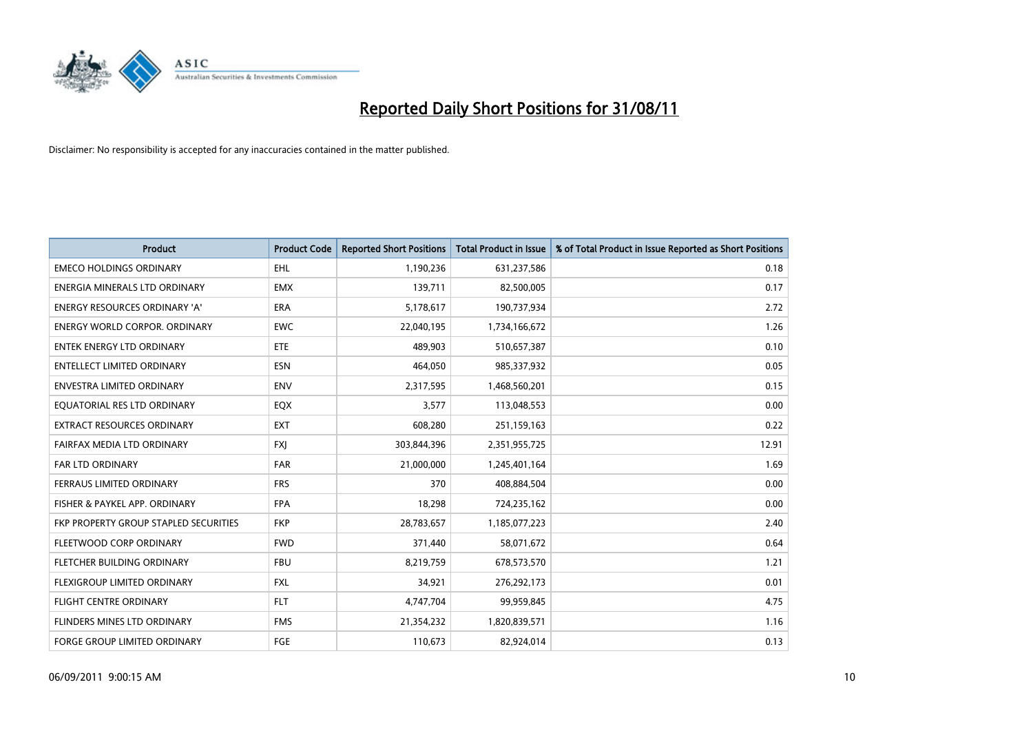# Reported Daily Short Positions for 31/08/11

Disclaimer: No responsibility is accepted for any inaccuracies contained in the matter published.

| Product | Product Code | Reported Short Positions | Total Product in Issue | % of Total Product in Issue Reported as Short Positions |
|---|---|---|---|---|
| EMECO HOLDINGS ORDINARY | EHL | 1,190,236 | 631,237,586 | 0.18 |
| ENERGIA MINERALS LTD ORDINARY | EMX | 139,711 | 82,500,005 | 0.17 |
| ENERGY RESOURCES ORDINARY 'A' | ERA | 5,178,617 | 190,737,934 | 2.72 |
| ENERGY WORLD CORPOR. ORDINARY | EWC | 22,040,195 | 1,734,166,672 | 1.26 |
| ENTEK ENERGY LTD ORDINARY | ETE | 489,903 | 510,657,387 | 0.10 |
| ENTELLECT LIMITED ORDINARY | ESN | 464,050 | 985,337,932 | 0.05 |
| ENVESTRA LIMITED ORDINARY | ENV | 2,317,595 | 1,468,560,201 | 0.15 |
| EQUATORIAL RES LTD ORDINARY | EQX | 3,577 | 113,048,553 | 0.00 |
| EXTRACT RESOURCES ORDINARY | EXT | 608,280 | 251,159,163 | 0.22 |
| FAIRFAX MEDIA LTD ORDINARY | FXJ | 303,844,396 | 2,351,955,725 | 12.91 |
| FAR LTD ORDINARY | FAR | 21,000,000 | 1,245,401,164 | 1.69 |
| FERRAUS LIMITED ORDINARY | FRS | 370 | 408,884,504 | 0.00 |
| FISHER & PAYKEL APP. ORDINARY | FPA | 18,298 | 724,235,162 | 0.00 |
| FKP PROPERTY GROUP STAPLED SECURITIES | FKP | 28,783,657 | 1,185,077,223 | 2.40 |
| FLEETWOOD CORP ORDINARY | FWD | 371,440 | 58,071,672 | 0.64 |
| FLETCHER BUILDING ORDINARY | FBU | 8,219,759 | 678,573,570 | 1.21 |
| FLEXIGROUP LIMITED ORDINARY | FXL | 34,921 | 276,292,173 | 0.01 |
| FLIGHT CENTRE ORDINARY | FLT | 4,747,704 | 99,959,845 | 4.75 |
| FLINDERS MINES LTD ORDINARY | FMS | 21,354,232 | 1,820,839,571 | 1.16 |
| FORGE GROUP LIMITED ORDINARY | FGE | 110,673 | 82,924,014 | 0.13 |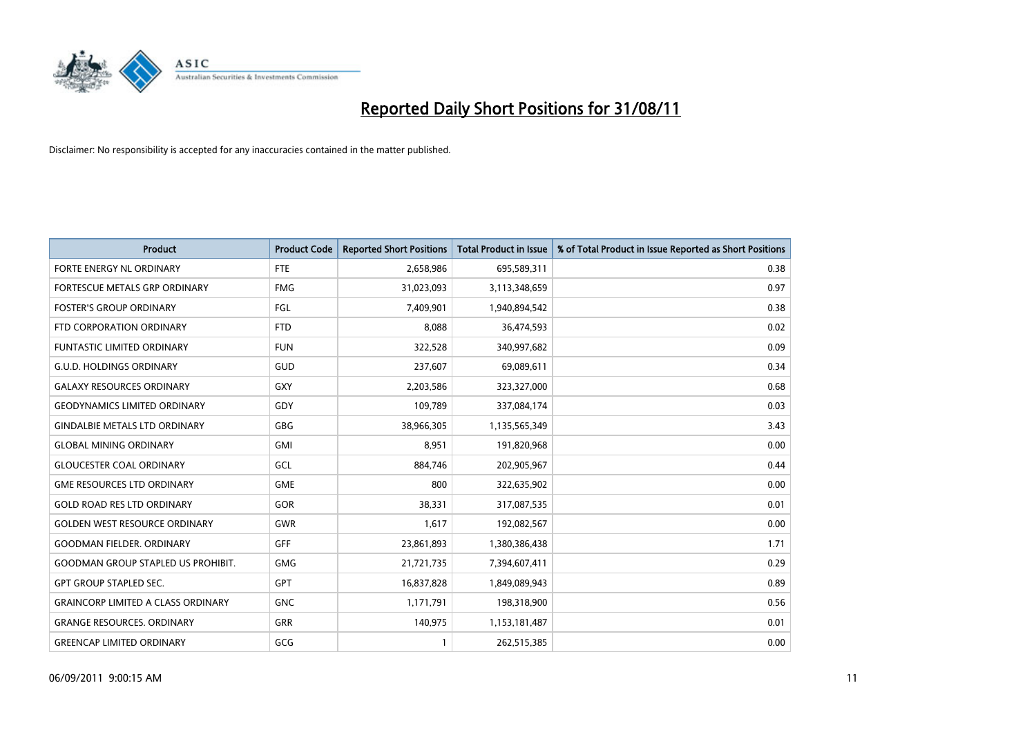# Reported Daily Short Positions for 31/08/11

Disclaimer: No responsibility is accepted for any inaccuracies contained in the matter published.

| Product | Product Code | Reported Short Positions | Total Product in Issue | % of Total Product in Issue Reported as Short Positions |
|---|---|---|---|---|
| FORTE ENERGY NL ORDINARY | FTE | 2,658,986 | 695,589,311 | 0.38 |
| FORTESCUE METALS GRP ORDINARY | FMG | 31,023,093 | 3,113,348,659 | 0.97 |
| FOSTER'S GROUP ORDINARY | FGL | 7,409,901 | 1,940,894,542 | 0.38 |
| FTD CORPORATION ORDINARY | FTD | 8,088 | 36,474,593 | 0.02 |
| FUNTASTIC LIMITED ORDINARY | FUN | 322,528 | 340,997,682 | 0.09 |
| G.U.D. HOLDINGS ORDINARY | GUD | 237,607 | 69,089,611 | 0.34 |
| GALAXY RESOURCES ORDINARY | GXY | 2,203,586 | 323,327,000 | 0.68 |
| GEODYNAMICS LIMITED ORDINARY | GDY | 109,789 | 337,084,174 | 0.03 |
| GINDALBIE METALS LTD ORDINARY | GBG | 38,966,305 | 1,135,565,349 | 3.43 |
| GLOBAL MINING ORDINARY | GMI | 8,951 | 191,820,968 | 0.00 |
| GLOUCESTER COAL ORDINARY | GCL | 884,746 | 202,905,967 | 0.44 |
| GME RESOURCES LTD ORDINARY | GME | 800 | 322,635,902 | 0.00 |
| GOLD ROAD RES LTD ORDINARY | GOR | 38,331 | 317,087,535 | 0.01 |
| GOLDEN WEST RESOURCE ORDINARY | GWR | 1,617 | 192,082,567 | 0.00 |
| GOODMAN FIELDER. ORDINARY | GFF | 23,861,893 | 1,380,386,438 | 1.71 |
| GOODMAN GROUP STAPLED US PROHIBIT. | GMG | 21,721,735 | 7,394,607,411 | 0.29 |
| GPT GROUP STAPLED SEC. | GPT | 16,837,828 | 1,849,089,943 | 0.89 |
| GRAINCORP LIMITED A CLASS ORDINARY | GNC | 1,171,791 | 198,318,900 | 0.56 |
| GRANGE RESOURCES. ORDINARY | GRR | 140,975 | 1,153,181,487 | 0.01 |
| GREENCAP LIMITED ORDINARY | GCG | 1 | 262,515,385 | 0.00 |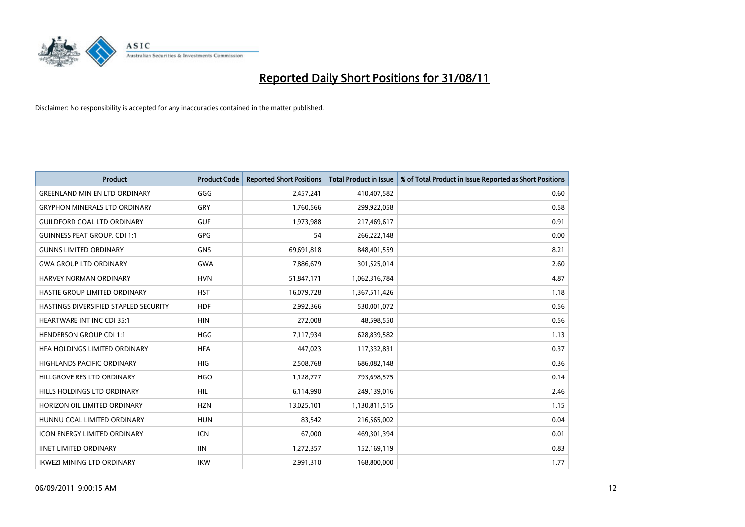# Reported Daily Short Positions for 31/08/11

Disclaimer: No responsibility is accepted for any inaccuracies contained in the matter published.

| Product | Product Code | Reported Short Positions | Total Product in Issue | % of Total Product in Issue Reported as Short Positions |
|---|---|---|---|---|
| GREENLAND MIN EN LTD ORDINARY | GGG | 2,457,241 | 410,407,582 | 0.60 |
| GRYPHON MINERALS LTD ORDINARY | GRY | 1,760,566 | 299,922,058 | 0.58 |
| GUILDFORD COAL LTD ORDINARY | GUF | 1,973,988 | 217,469,617 | 0.91 |
| GUINNESS PEAT GROUP. CDI 1:1 | GPG | 54 | 266,222,148 | 0.00 |
| GUNNS LIMITED ORDINARY | GNS | 69,691,818 | 848,401,559 | 8.21 |
| GWA GROUP LTD ORDINARY | GWA | 7,886,679 | 301,525,014 | 2.60 |
| HARVEY NORMAN ORDINARY | HVN | 51,847,171 | 1,062,316,784 | 4.87 |
| HASTIE GROUP LIMITED ORDINARY | HST | 16,079,728 | 1,367,511,426 | 1.18 |
| HASTINGS DIVERSIFIED STAPLED SECURITY | HDF | 2,992,366 | 530,001,072 | 0.56 |
| HEARTWARE INT INC CDI 35:1 | HIN | 272,008 | 48,598,550 | 0.56 |
| HENDERSON GROUP CDI 1:1 | HGG | 7,117,934 | 628,839,582 | 1.13 |
| HFA HOLDINGS LIMITED ORDINARY | HFA | 447,023 | 117,332,831 | 0.37 |
| HIGHLANDS PACIFIC ORDINARY | HIG | 2,508,768 | 686,082,148 | 0.36 |
| HILLGROVE RES LTD ORDINARY | HGO | 1,128,777 | 793,698,575 | 0.14 |
| HILLS HOLDINGS LTD ORDINARY | HIL | 6,114,990 | 249,139,016 | 2.46 |
| HORIZON OIL LIMITED ORDINARY | HZN | 13,025,101 | 1,130,811,515 | 1.15 |
| HUNNU COAL LIMITED ORDINARY | HUN | 83,542 | 216,565,002 | 0.04 |
| ICON ENERGY LIMITED ORDINARY | ICN | 67,000 | 469,301,394 | 0.01 |
| IINET LIMITED ORDINARY | IIN | 1,272,357 | 152,169,119 | 0.83 |
| IKWEZI MINING LTD ORDINARY | IKW | 2,991,310 | 168,800,000 | 1.77 |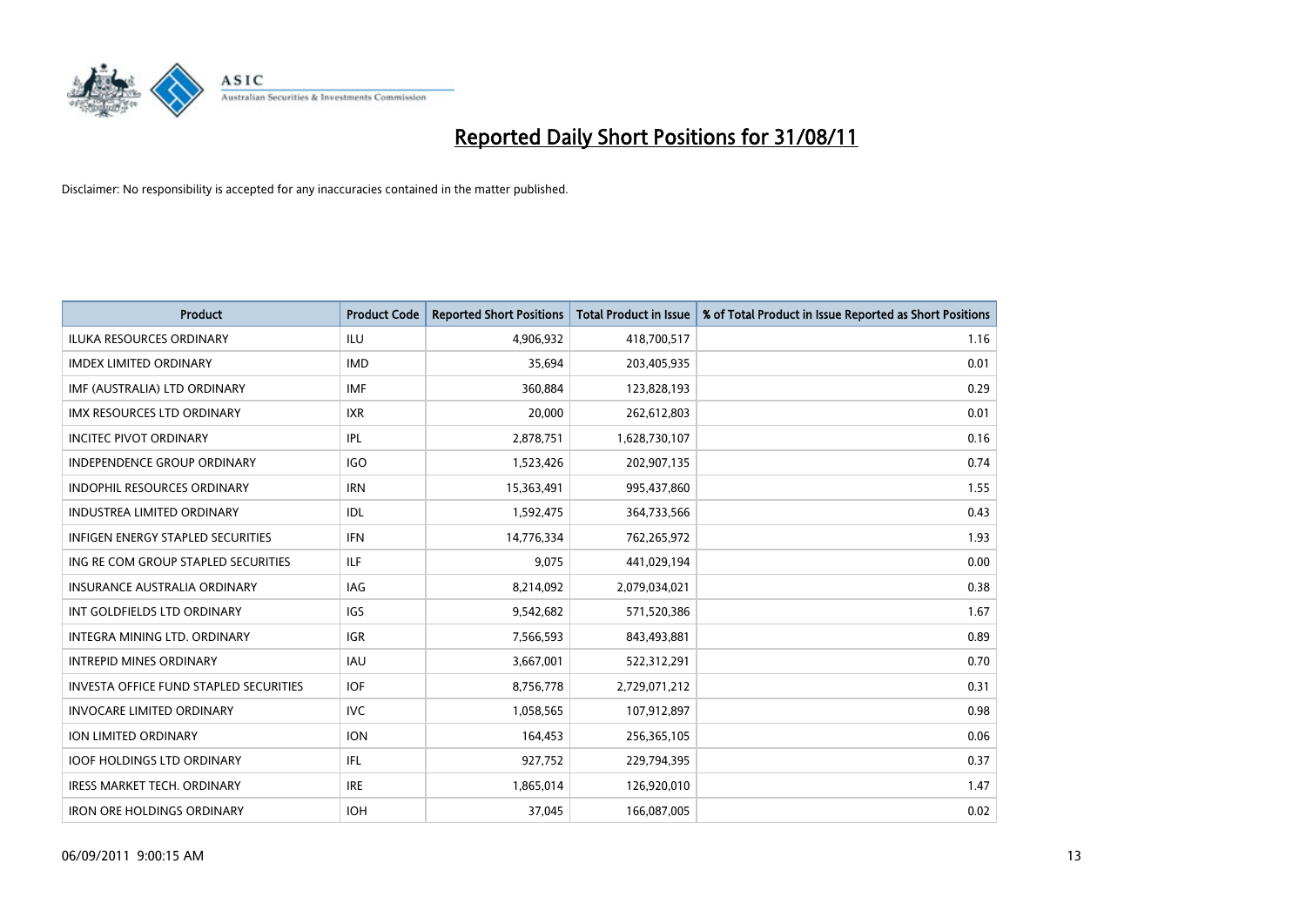# Reported Daily Short Positions for 31/08/11

Disclaimer: No responsibility is accepted for any inaccuracies contained in the matter published.

| Product | Product Code | Reported Short Positions | Total Product in Issue | % of Total Product in Issue Reported as Short Positions |
|---|---|---|---|---|
| ILUKA RESOURCES ORDINARY | ILU | 4,906,932 | 418,700,517 | 1.16 |
| IMDEX LIMITED ORDINARY | IMD | 35,694 | 203,405,935 | 0.01 |
| IMF (AUSTRALIA) LTD ORDINARY | IMF | 360,884 | 123,828,193 | 0.29 |
| IMX RESOURCES LTD ORDINARY | IXR | 20,000 | 262,612,803 | 0.01 |
| INCITEC PIVOT ORDINARY | IPL | 2,878,751 | 1,628,730,107 | 0.16 |
| INDEPENDENCE GROUP ORDINARY | IGO | 1,523,426 | 202,907,135 | 0.74 |
| INDOPHIL RESOURCES ORDINARY | IRN | 15,363,491 | 995,437,860 | 1.55 |
| INDUSTREA LIMITED ORDINARY | IDL | 1,592,475 | 364,733,566 | 0.43 |
| INFIGEN ENERGY STAPLED SECURITIES | IFN | 14,776,334 | 762,265,972 | 1.93 |
| ING RE COM GROUP STAPLED SECURITIES | ILF | 9,075 | 441,029,194 | 0.00 |
| INSURANCE AUSTRALIA ORDINARY | IAG | 8,214,092 | 2,079,034,021 | 0.38 |
| INT GOLDFIELDS LTD ORDINARY | IGS | 9,542,682 | 571,520,386 | 1.67 |
| INTEGRA MINING LTD. ORDINARY | IGR | 7,566,593 | 843,493,881 | 0.89 |
| INTREPID MINES ORDINARY | IAU | 3,667,001 | 522,312,291 | 0.70 |
| INVESTA OFFICE FUND STAPLED SECURITIES | IOF | 8,756,778 | 2,729,071,212 | 0.31 |
| INVOCARE LIMITED ORDINARY | IVC | 1,058,565 | 107,912,897 | 0.98 |
| ION LIMITED ORDINARY | ION | 164,453 | 256,365,105 | 0.06 |
| IOOF HOLDINGS LTD ORDINARY | IFL | 927,752 | 229,794,395 | 0.37 |
| IRESS MARKET TECH. ORDINARY | IRE | 1,865,014 | 126,920,010 | 1.47 |
| IRON ORE HOLDINGS ORDINARY | IOH | 37,045 | 166,087,005 | 0.02 |

06/09/2011 9:00:15 AM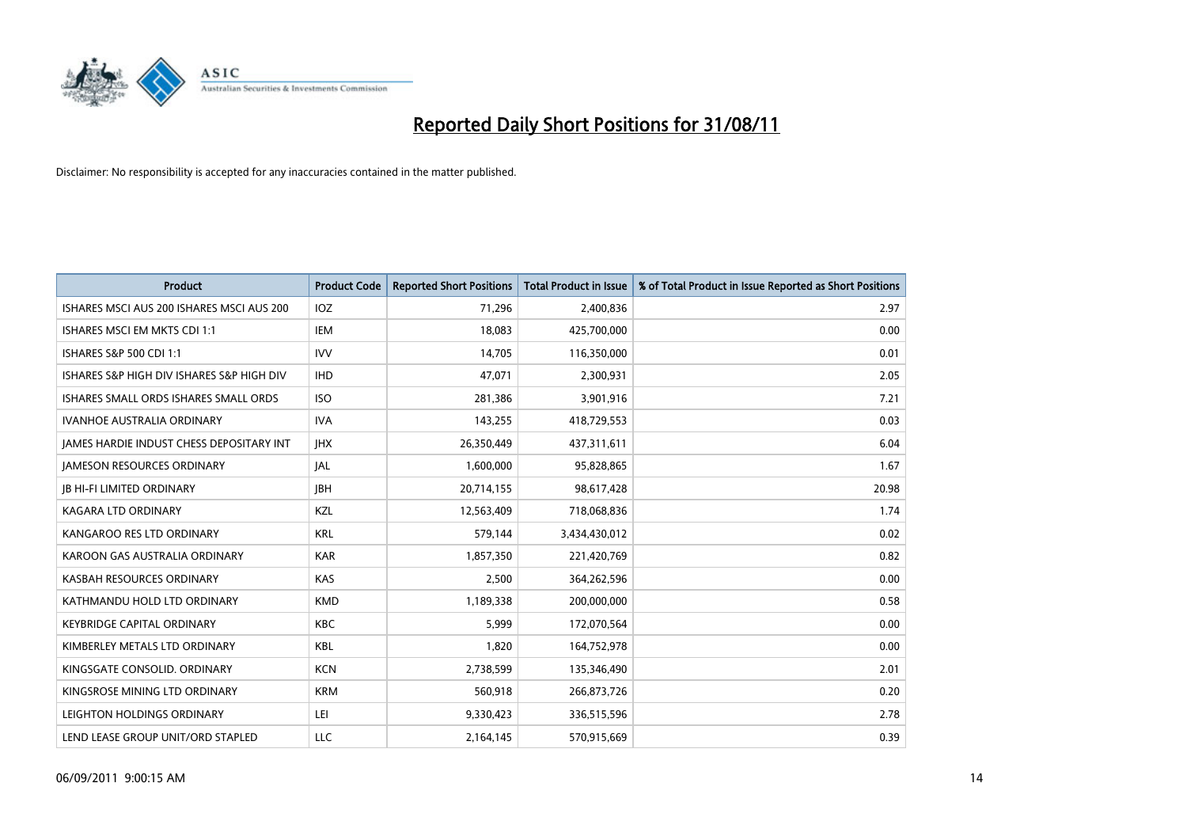# Reported Daily Short Positions for 31/08/11

Disclaimer: No responsibility is accepted for any inaccuracies contained in the matter published.

| Product | Product Code | Reported Short Positions | Total Product in Issue | % of Total Product in Issue Reported as Short Positions |
|---|---|---|---|---|
| ISHARES MSCI AUS 200 ISHARES MSCI AUS 200 | IOZ | 71,296 | 2,400,836 | 2.97 |
| ISHARES MSCI EM MKTS CDI 1:1 | IEM | 18,083 | 425,700,000 | 0.00 |
| ISHARES S&P 500 CDI 1:1 | IVV | 14,705 | 116,350,000 | 0.01 |
| ISHARES S&P HIGH DIV ISHARES S&P HIGH DIV | IHD | 47,071 | 2,300,931 | 2.05 |
| ISHARES SMALL ORDS ISHARES SMALL ORDS | ISO | 281,386 | 3,901,916 | 7.21 |
| IVANHOE AUSTRALIA ORDINARY | IVA | 143,255 | 418,729,553 | 0.03 |
| JAMES HARDIE INDUST CHESS DEPOSITARY INT | JHX | 26,350,449 | 437,311,611 | 6.04 |
| JAMESON RESOURCES ORDINARY | JAL | 1,600,000 | 95,828,865 | 1.67 |
| JB HI-FI LIMITED ORDINARY | JBH | 20,714,155 | 98,617,428 | 20.98 |
| KAGARA LTD ORDINARY | KZL | 12,563,409 | 718,068,836 | 1.74 |
| KANGAROO RES LTD ORDINARY | KRL | 579,144 | 3,434,430,012 | 0.02 |
| KAROON GAS AUSTRALIA ORDINARY | KAR | 1,857,350 | 221,420,769 | 0.82 |
| KASBAH RESOURCES ORDINARY | KAS | 2,500 | 364,262,596 | 0.00 |
| KATHMANDU HOLD LTD ORDINARY | KMD | 1,189,338 | 200,000,000 | 0.58 |
| KEYBRIDGE CAPITAL ORDINARY | KBC | 5,999 | 172,070,564 | 0.00 |
| KIMBERLEY METALS LTD ORDINARY | KBL | 1,820 | 164,752,978 | 0.00 |
| KINGSGATE CONSOLID. ORDINARY | KCN | 2,738,599 | 135,346,490 | 2.01 |
| KINGSROSE MINING LTD ORDINARY | KRM | 560,918 | 266,873,726 | 0.20 |
| LEIGHTON HOLDINGS ORDINARY | LEI | 9,330,423 | 336,515,596 | 2.78 |
| LEND LEASE GROUP UNIT/ORD STAPLED | LLC | 2,164,145 | 570,915,669 | 0.39 |

06/09/2011 9:00:15 AM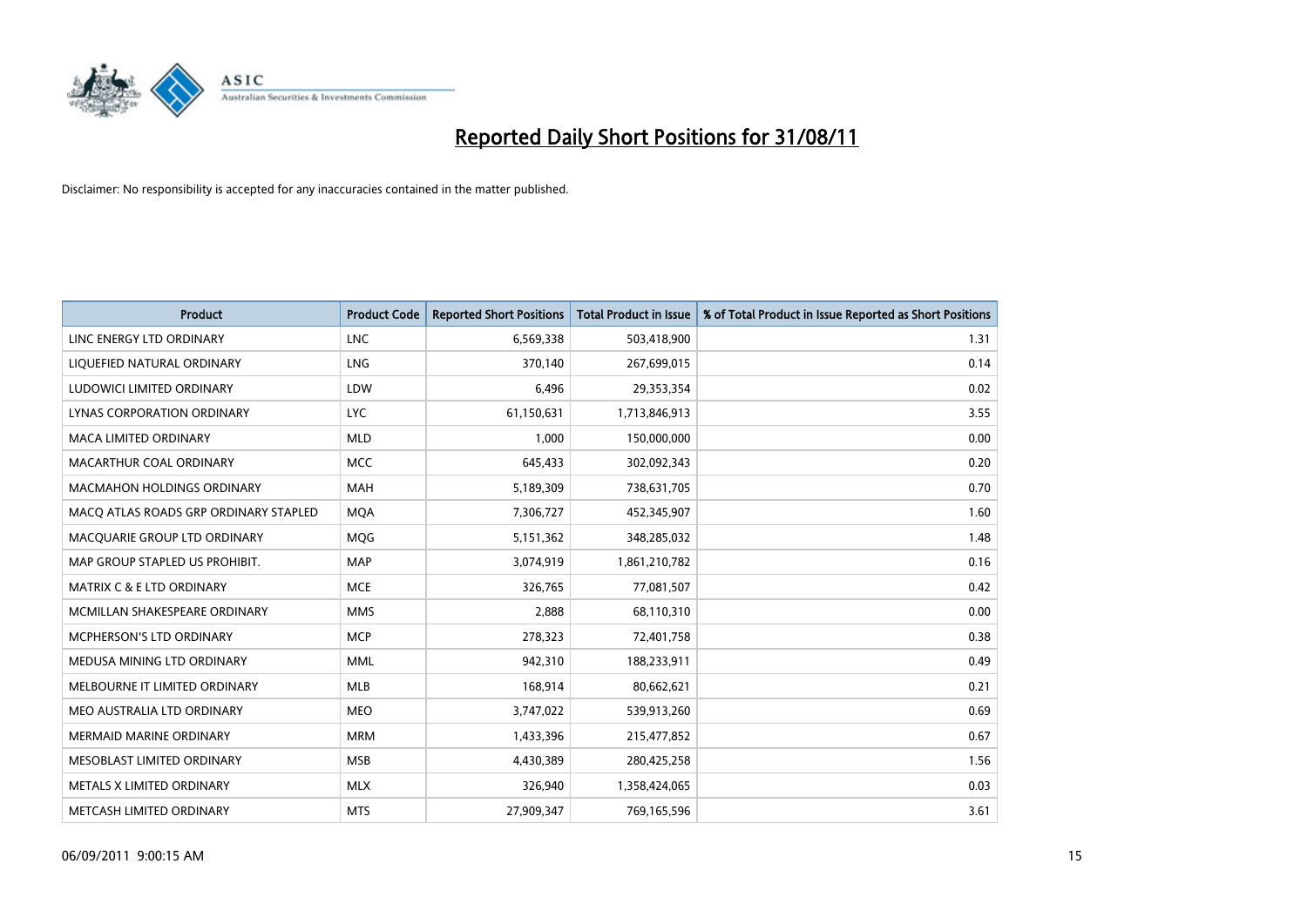# Reported Daily Short Positions for 31/08/11

Disclaimer: No responsibility is accepted for any inaccuracies contained in the matter published.

| Product | Product Code | Reported Short Positions | Total Product in Issue | % of Total Product in Issue Reported as Short Positions |
|---|---|---|---|---|
| LINC ENERGY LTD ORDINARY | LNC | 6,569,338 | 503,418,900 | 1.31 |
| LIQUEFIED NATURAL ORDINARY | LNG | 370,140 | 267,699,015 | 0.14 |
| LUDOWICI LIMITED ORDINARY | LDW | 6,496 | 29,353,354 | 0.02 |
| LYNAS CORPORATION ORDINARY | LYC | 61,150,631 | 1,713,846,913 | 3.55 |
| MACA LIMITED ORDINARY | MLD | 1,000 | 150,000,000 | 0.00 |
| MACARTHUR COAL ORDINARY | MCC | 645,433 | 302,092,343 | 0.20 |
| MACMAHON HOLDINGS ORDINARY | MAH | 5,189,309 | 738,631,705 | 0.70 |
| MACQ ATLAS ROADS GRP ORDINARY STAPLED | MQA | 7,306,727 | 452,345,907 | 1.60 |
| MACQUARIE GROUP LTD ORDINARY | MQG | 5,151,362 | 348,285,032 | 1.48 |
| MAP GROUP STAPLED US PROHIBIT. | MAP | 3,074,919 | 1,861,210,782 | 0.16 |
| MATRIX C & E LTD ORDINARY | MCE | 326,765 | 77,081,507 | 0.42 |
| MCMILLAN SHAKESPEARE ORDINARY | MMS | 2,888 | 68,110,310 | 0.00 |
| MCPHERSON'S LTD ORDINARY | MCP | 278,323 | 72,401,758 | 0.38 |
| MEDUSA MINING LTD ORDINARY | MML | 942,310 | 188,233,911 | 0.49 |
| MELBOURNE IT LIMITED ORDINARY | MLB | 168,914 | 80,662,621 | 0.21 |
| MEO AUSTRALIA LTD ORDINARY | MEO | 3,747,022 | 539,913,260 | 0.69 |
| MERMAID MARINE ORDINARY | MRM | 1,433,396 | 215,477,852 | 0.67 |
| MESOBLAST LIMITED ORDINARY | MSB | 4,430,389 | 280,425,258 | 1.56 |
| METALS X LIMITED ORDINARY | MLX | 326,940 | 1,358,424,065 | 0.03 |
| METCASH LIMITED ORDINARY | MTS | 27,909,347 | 769,165,596 | 3.61 |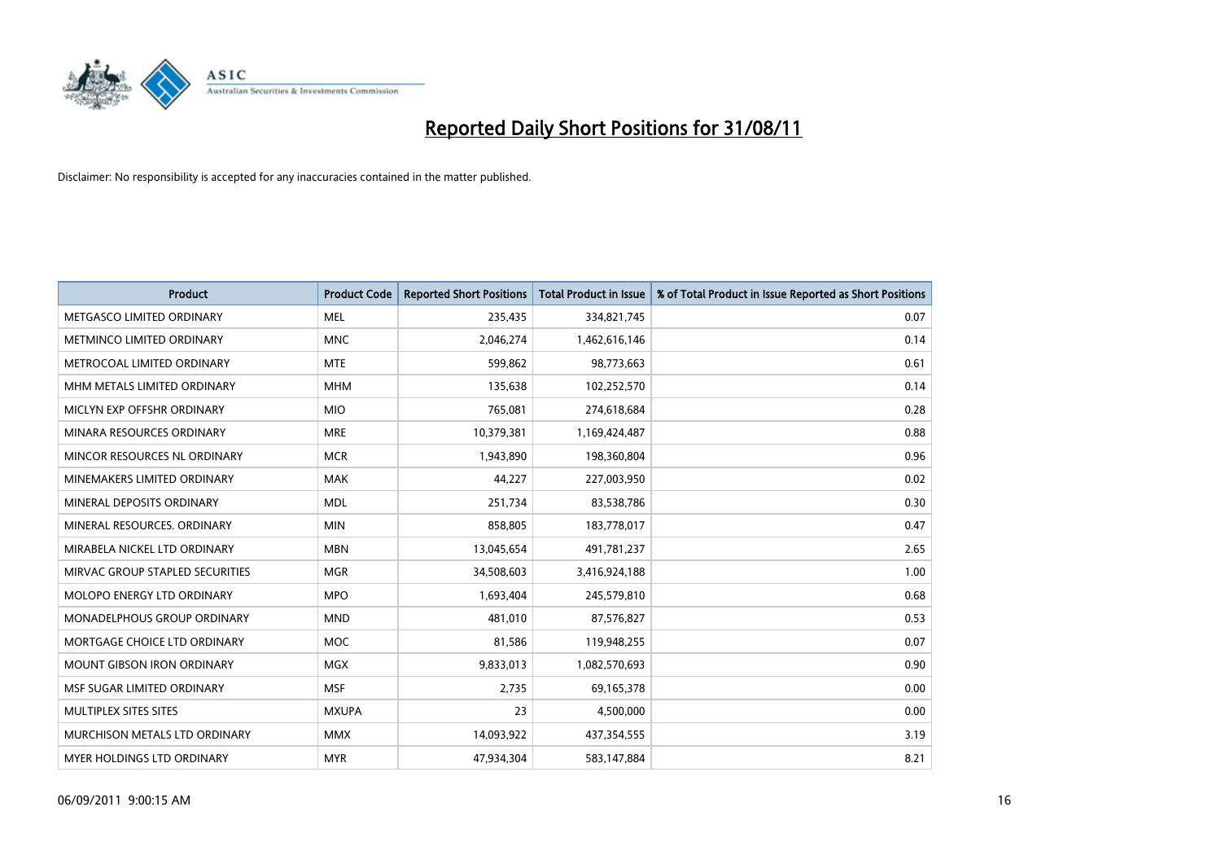# Reported Daily Short Positions for 31/08/11

Disclaimer: No responsibility is accepted for any inaccuracies contained in the matter published.

| Product | Product Code | Reported Short Positions | Total Product in Issue | % of Total Product in Issue Reported as Short Positions |
|---|---|---|---|---|
| METGASCO LIMITED ORDINARY | MEL | 235,435 | 334,821,745 | 0.07 |
| METMINCO LIMITED ORDINARY | MNC | 2,046,274 | 1,462,616,146 | 0.14 |
| METROCOAL LIMITED ORDINARY | MTE | 599,862 | 98,773,663 | 0.61 |
| MHM METALS LIMITED ORDINARY | MHM | 135,638 | 102,252,570 | 0.14 |
| MICLYN EXP OFFSHR ORDINARY | MIO | 765,081 | 274,618,684 | 0.28 |
| MINARA RESOURCES ORDINARY | MRE | 10,379,381 | 1,169,424,487 | 0.88 |
| MINCOR RESOURCES NL ORDINARY | MCR | 1,943,890 | 198,360,804 | 0.96 |
| MINEMAKERS LIMITED ORDINARY | MAK | 44,227 | 227,003,950 | 0.02 |
| MINERAL DEPOSITS ORDINARY | MDL | 251,734 | 83,538,786 | 0.30 |
| MINERAL RESOURCES. ORDINARY | MIN | 858,805 | 183,778,017 | 0.47 |
| MIRABELA NICKEL LTD ORDINARY | MBN | 13,045,654 | 491,781,237 | 2.65 |
| MIRVAC GROUP STAPLED SECURITIES | MGR | 34,508,603 | 3,416,924,188 | 1.00 |
| MOLOPO ENERGY LTD ORDINARY | MPO | 1,693,404 | 245,579,810 | 0.68 |
| MONADELPHOUS GROUP ORDINARY | MND | 481,010 | 87,576,827 | 0.53 |
| MORTGAGE CHOICE LTD ORDINARY | MOC | 81,586 | 119,948,255 | 0.07 |
| MOUNT GIBSON IRON ORDINARY | MGX | 9,833,013 | 1,082,570,693 | 0.90 |
| MSF SUGAR LIMITED ORDINARY | MSF | 2,735 | 69,165,378 | 0.00 |
| MULTIPLEX SITES SITES | MXUPA | 23 | 4,500,000 | 0.00 |
| MURCHISON METALS LTD ORDINARY | MMX | 14,093,922 | 437,354,555 | 3.19 |
| MYER HOLDINGS LTD ORDINARY | MYR | 47,934,304 | 583,147,884 | 8.21 |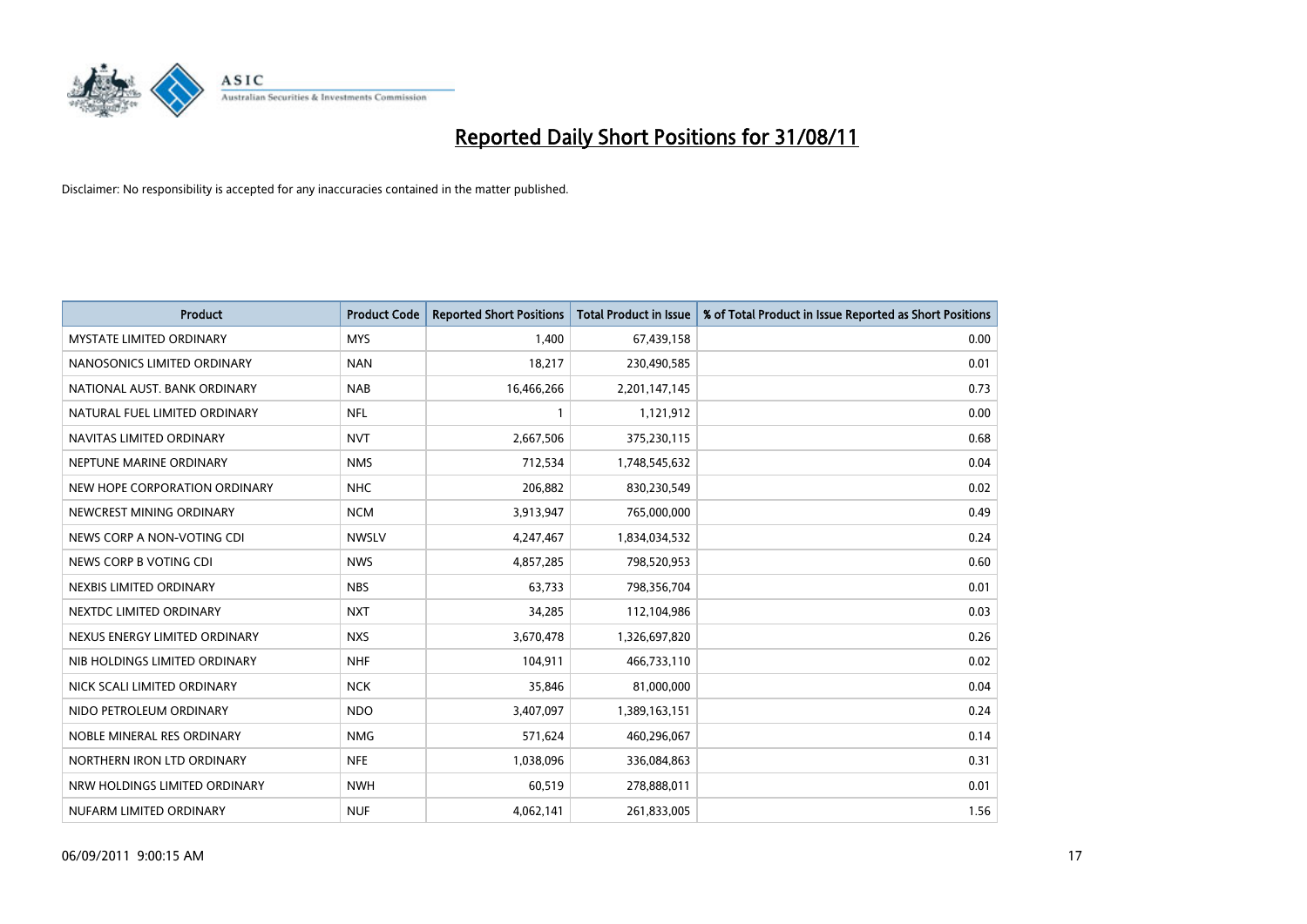# Reported Daily Short Positions for 31/08/11

Disclaimer: No responsibility is accepted for any inaccuracies contained in the matter published.

| Product | Product Code | Reported Short Positions | Total Product in Issue | % of Total Product in Issue Reported as Short Positions |
|---|---|---|---|---|
| MYSTATE LIMITED ORDINARY | MYS | 1,400 | 67,439,158 | 0.00 |
| NANOSONICS LIMITED ORDINARY | NAN | 18,217 | 230,490,585 | 0.01 |
| NATIONAL AUST. BANK ORDINARY | NAB | 16,466,266 | 2,201,147,145 | 0.73 |
| NATURAL FUEL LIMITED ORDINARY | NFL | 1 | 1,121,912 | 0.00 |
| NAVITAS LIMITED ORDINARY | NVT | 2,667,506 | 375,230,115 | 0.68 |
| NEPTUNE MARINE ORDINARY | NMS | 712,534 | 1,748,545,632 | 0.04 |
| NEW HOPE CORPORATION ORDINARY | NHC | 206,882 | 830,230,549 | 0.02 |
| NEWCREST MINING ORDINARY | NCM | 3,913,947 | 765,000,000 | 0.49 |
| NEWS CORP A NON-VOTING CDI | NWSLV | 4,247,467 | 1,834,034,532 | 0.24 |
| NEWS CORP B VOTING CDI | NWS | 4,857,285 | 798,520,953 | 0.60 |
| NEXBIS LIMITED ORDINARY | NBS | 63,733 | 798,356,704 | 0.01 |
| NEXTDC LIMITED ORDINARY | NXT | 34,285 | 112,104,986 | 0.03 |
| NEXUS ENERGY LIMITED ORDINARY | NXS | 3,670,478 | 1,326,697,820 | 0.26 |
| NIB HOLDINGS LIMITED ORDINARY | NHF | 104,911 | 466,733,110 | 0.02 |
| NICK SCALI LIMITED ORDINARY | NCK | 35,846 | 81,000,000 | 0.04 |
| NIDO PETROLEUM ORDINARY | NDO | 3,407,097 | 1,389,163,151 | 0.24 |
| NOBLE MINERAL RES ORDINARY | NMG | 571,624 | 460,296,067 | 0.14 |
| NORTHERN IRON LTD ORDINARY | NFE | 1,038,096 | 336,084,863 | 0.31 |
| NRW HOLDINGS LIMITED ORDINARY | NWH | 60,519 | 278,888,011 | 0.01 |
| NUFARM LIMITED ORDINARY | NUF | 4,062,141 | 261,833,005 | 1.56 |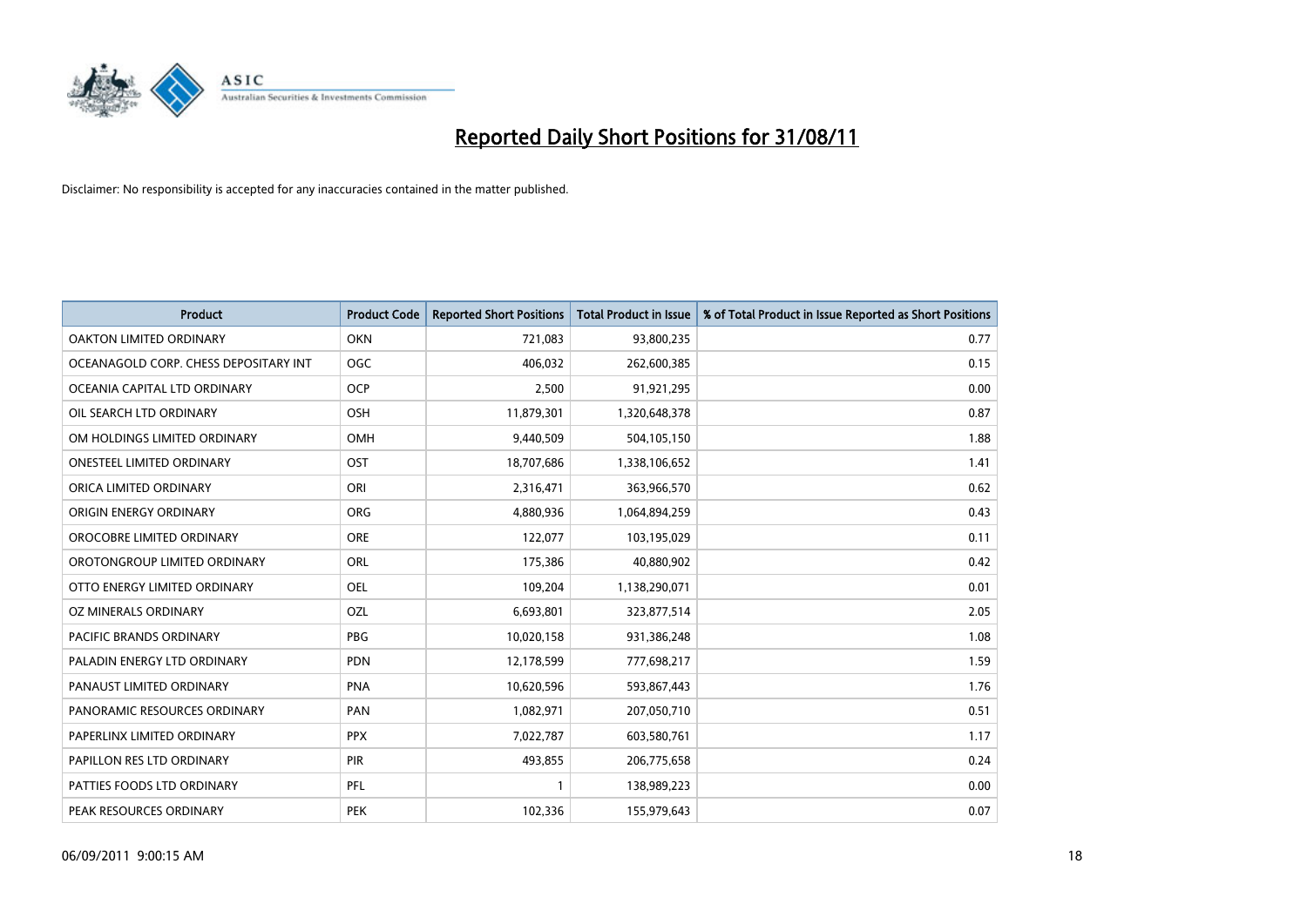# Reported Daily Short Positions for 31/08/11

Disclaimer: No responsibility is accepted for any inaccuracies contained in the matter published.

| Product | Product Code | Reported Short Positions | Total Product in Issue | % of Total Product in Issue Reported as Short Positions |
|---|---|---|---|---|
| OAKTON LIMITED ORDINARY | OKN | 721,083 | 93,800,235 | 0.77 |
| OCEANAGOLD CORP. CHESS DEPOSITARY INT | OGC | 406,032 | 262,600,385 | 0.15 |
| OCEANIA CAPITAL LTD ORDINARY | OCP | 2,500 | 91,921,295 | 0.00 |
| OIL SEARCH LTD ORDINARY | OSH | 11,879,301 | 1,320,648,378 | 0.87 |
| OM HOLDINGS LIMITED ORDINARY | OMH | 9,440,509 | 504,105,150 | 1.88 |
| ONESTEEL LIMITED ORDINARY | OST | 18,707,686 | 1,338,106,652 | 1.41 |
| ORICA LIMITED ORDINARY | ORI | 2,316,471 | 363,966,570 | 0.62 |
| ORIGIN ENERGY ORDINARY | ORG | 4,880,936 | 1,064,894,259 | 0.43 |
| OROCOBRE LIMITED ORDINARY | ORE | 122,077 | 103,195,029 | 0.11 |
| OROTONGROUP LIMITED ORDINARY | ORL | 175,386 | 40,880,902 | 0.42 |
| OTTO ENERGY LIMITED ORDINARY | OEL | 109,204 | 1,138,290,071 | 0.01 |
| OZ MINERALS ORDINARY | OZL | 6,693,801 | 323,877,514 | 2.05 |
| PACIFIC BRANDS ORDINARY | PBG | 10,020,158 | 931,386,248 | 1.08 |
| PALADIN ENERGY LTD ORDINARY | PDN | 12,178,599 | 777,698,217 | 1.59 |
| PANAUST LIMITED ORDINARY | PNA | 10,620,596 | 593,867,443 | 1.76 |
| PANORAMIC RESOURCES ORDINARY | PAN | 1,082,971 | 207,050,710 | 0.51 |
| PAPERLINX LIMITED ORDINARY | PPX | 7,022,787 | 603,580,761 | 1.17 |
| PAPILLON RES LTD ORDINARY | PIR | 493,855 | 206,775,658 | 0.24 |
| PATTIES FOODS LTD ORDINARY | PFL | 1 | 138,989,223 | 0.00 |
| PEAK RESOURCES ORDINARY | PEK | 102,336 | 155,979,643 | 0.07 |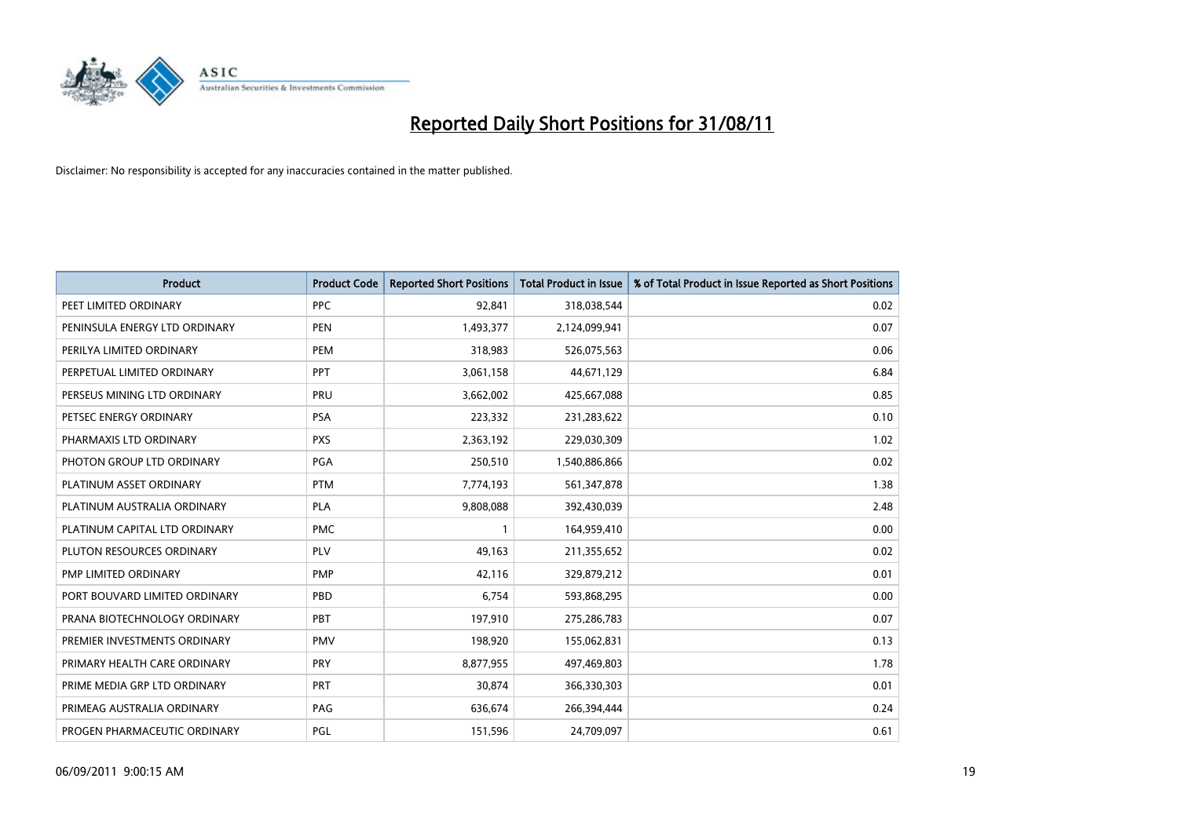# Reported Daily Short Positions for 31/08/11

Disclaimer: No responsibility is accepted for any inaccuracies contained in the matter published.

| Product | Product Code | Reported Short Positions | Total Product in Issue | % of Total Product in Issue Reported as Short Positions |
|---|---|---|---|---|
| PEET LIMITED ORDINARY | PPC | 92,841 | 318,038,544 | 0.02 |
| PENINSULA ENERGY LTD ORDINARY | PEN | 1,493,377 | 2,124,099,941 | 0.07 |
| PERILYA LIMITED ORDINARY | PEM | 318,983 | 526,075,563 | 0.06 |
| PERPETUAL LIMITED ORDINARY | PPT | 3,061,158 | 44,671,129 | 6.84 |
| PERSEUS MINING LTD ORDINARY | PRU | 3,662,002 | 425,667,088 | 0.85 |
| PETSEC ENERGY ORDINARY | PSA | 223,332 | 231,283,622 | 0.10 |
| PHARMAXIS LTD ORDINARY | PXS | 2,363,192 | 229,030,309 | 1.02 |
| PHOTON GROUP LTD ORDINARY | PGA | 250,510 | 1,540,886,866 | 0.02 |
| PLATINUM ASSET ORDINARY | PTM | 7,774,193 | 561,347,878 | 1.38 |
| PLATINUM AUSTRALIA ORDINARY | PLA | 9,808,088 | 392,430,039 | 2.48 |
| PLATINUM CAPITAL LTD ORDINARY | PMC | 1 | 164,959,410 | 0.00 |
| PLUTON RESOURCES ORDINARY | PLV | 49,163 | 211,355,652 | 0.02 |
| PMP LIMITED ORDINARY | PMP | 42,116 | 329,879,212 | 0.01 |
| PORT BOUVARD LIMITED ORDINARY | PBD | 6,754 | 593,868,295 | 0.00 |
| PRANA BIOTECHNOLOGY ORDINARY | PBT | 197,910 | 275,286,783 | 0.07 |
| PREMIER INVESTMENTS ORDINARY | PMV | 198,920 | 155,062,831 | 0.13 |
| PRIMARY HEALTH CARE ORDINARY | PRY | 8,877,955 | 497,469,803 | 1.78 |
| PRIME MEDIA GRP LTD ORDINARY | PRT | 30,874 | 366,330,303 | 0.01 |
| PRIMEAG AUSTRALIA ORDINARY | PAG | 636,674 | 266,394,444 | 0.24 |
| PROGEN PHARMACEUTIC ORDINARY | PGL | 151,596 | 24,709,097 | 0.61 |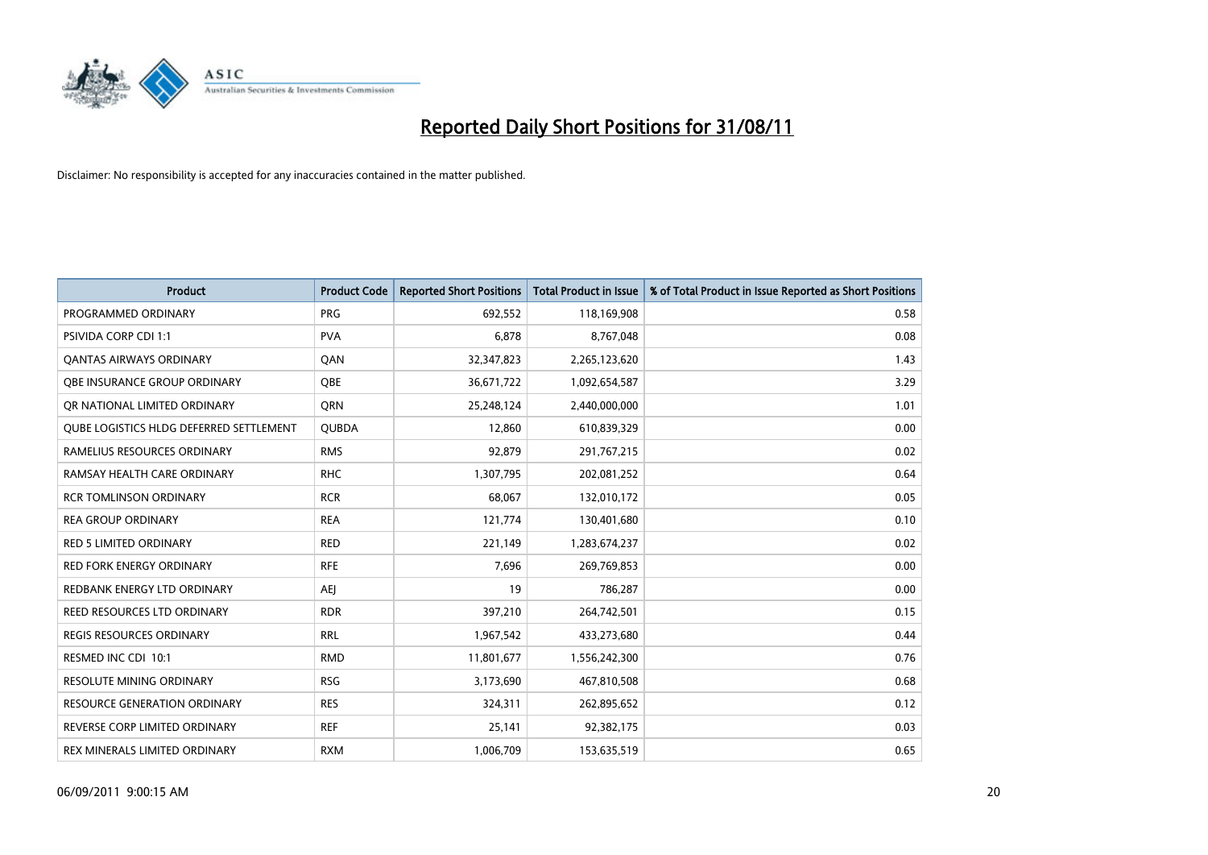# Reported Daily Short Positions for 31/08/11

Disclaimer: No responsibility is accepted for any inaccuracies contained in the matter published.

| Product | Product Code | Reported Short Positions | Total Product in Issue | % of Total Product in Issue Reported as Short Positions |
|---|---|---|---|---|
| PROGRAMMED ORDINARY | PRG | 692,552 | 118,169,908 | 0.58 |
| PSIVIDA CORP CDI 1:1 | PVA | 6,878 | 8,767,048 | 0.08 |
| QANTAS AIRWAYS ORDINARY | QAN | 32,347,823 | 2,265,123,620 | 1.43 |
| QBE INSURANCE GROUP ORDINARY | QBE | 36,671,722 | 1,092,654,587 | 3.29 |
| QR NATIONAL LIMITED ORDINARY | QRN | 25,248,124 | 2,440,000,000 | 1.01 |
| QUBE LOGISTICS HLDG DEFERRED SETTLEMENT | QUBDA | 12,860 | 610,839,329 | 0.00 |
| RAMELIUS RESOURCES ORDINARY | RMS | 92,879 | 291,767,215 | 0.02 |
| RAMSAY HEALTH CARE ORDINARY | RHC | 1,307,795 | 202,081,252 | 0.64 |
| RCR TOMLINSON ORDINARY | RCR | 68,067 | 132,010,172 | 0.05 |
| REA GROUP ORDINARY | REA | 121,774 | 130,401,680 | 0.10 |
| RED 5 LIMITED ORDINARY | RED | 221,149 | 1,283,674,237 | 0.02 |
| RED FORK ENERGY ORDINARY | RFE | 7,696 | 269,769,853 | 0.00 |
| REDBANK ENERGY LTD ORDINARY | AEJ | 19 | 786,287 | 0.00 |
| REED RESOURCES LTD ORDINARY | RDR | 397,210 | 264,742,501 | 0.15 |
| REGIS RESOURCES ORDINARY | RRL | 1,967,542 | 433,273,680 | 0.44 |
| RESMED INC CDI 10:1 | RMD | 11,801,677 | 1,556,242,300 | 0.76 |
| RESOLUTE MINING ORDINARY | RSG | 3,173,690 | 467,810,508 | 0.68 |
| RESOURCE GENERATION ORDINARY | RES | 324,311 | 262,895,652 | 0.12 |
| REVERSE CORP LIMITED ORDINARY | REF | 25,141 | 92,382,175 | 0.03 |
| REX MINERALS LIMITED ORDINARY | RXM | 1,006,709 | 153,635,519 | 0.65 |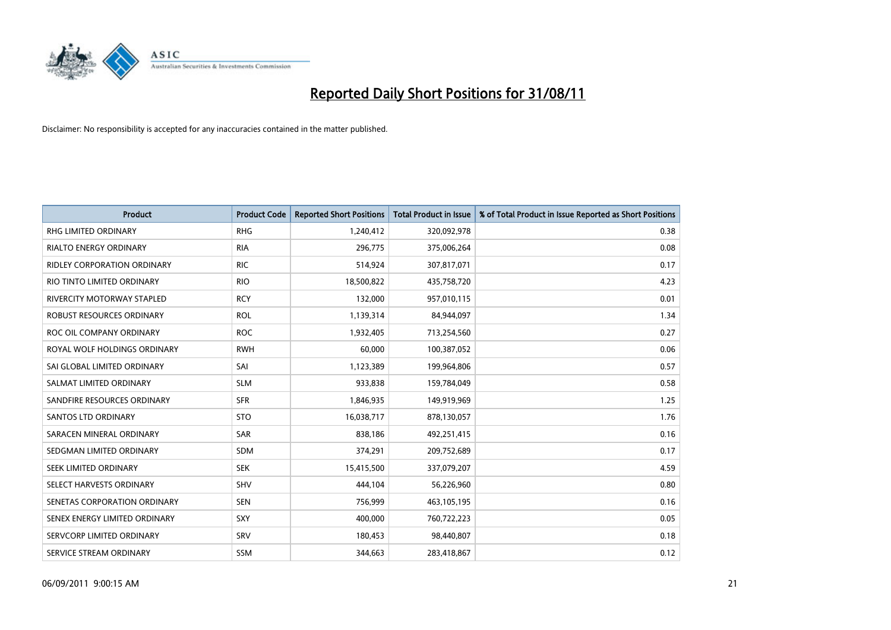# Reported Daily Short Positions for 31/08/11

Disclaimer: No responsibility is accepted for any inaccuracies contained in the matter published.

| Product | Product Code | Reported Short Positions | Total Product in Issue | % of Total Product in Issue Reported as Short Positions |
|---|---|---|---|---|
| RHG LIMITED ORDINARY | RHG | 1,240,412 | 320,092,978 | 0.38 |
| RIALTO ENERGY ORDINARY | RIA | 296,775 | 375,006,264 | 0.08 |
| RIDLEY CORPORATION ORDINARY | RIC | 514,924 | 307,817,071 | 0.17 |
| RIO TINTO LIMITED ORDINARY | RIO | 18,500,822 | 435,758,720 | 4.23 |
| RIVERCITY MOTORWAY STAPLED | RCY | 132,000 | 957,010,115 | 0.01 |
| ROBUST RESOURCES ORDINARY | ROL | 1,139,314 | 84,944,097 | 1.34 |
| ROC OIL COMPANY ORDINARY | ROC | 1,932,405 | 713,254,560 | 0.27 |
| ROYAL WOLF HOLDINGS ORDINARY | RWH | 60,000 | 100,387,052 | 0.06 |
| SAI GLOBAL LIMITED ORDINARY | SAI | 1,123,389 | 199,964,806 | 0.57 |
| SALMAT LIMITED ORDINARY | SLM | 933,838 | 159,784,049 | 0.58 |
| SANDFIRE RESOURCES ORDINARY | SFR | 1,846,935 | 149,919,969 | 1.25 |
| SANTOS LTD ORDINARY | STO | 16,038,717 | 878,130,057 | 1.76 |
| SARACEN MINERAL ORDINARY | SAR | 838,186 | 492,251,415 | 0.16 |
| SEDGMAN LIMITED ORDINARY | SDM | 374,291 | 209,752,689 | 0.17 |
| SEEK LIMITED ORDINARY | SEK | 15,415,500 | 337,079,207 | 4.59 |
| SELECT HARVESTS ORDINARY | SHV | 444,104 | 56,226,960 | 0.80 |
| SENETAS CORPORATION ORDINARY | SEN | 756,999 | 463,105,195 | 0.16 |
| SENEX ENERGY LIMITED ORDINARY | SXY | 400,000 | 760,722,223 | 0.05 |
| SERVCORP LIMITED ORDINARY | SRV | 180,453 | 98,440,807 | 0.18 |
| SERVICE STREAM ORDINARY | SSM | 344,663 | 283,418,867 | 0.12 |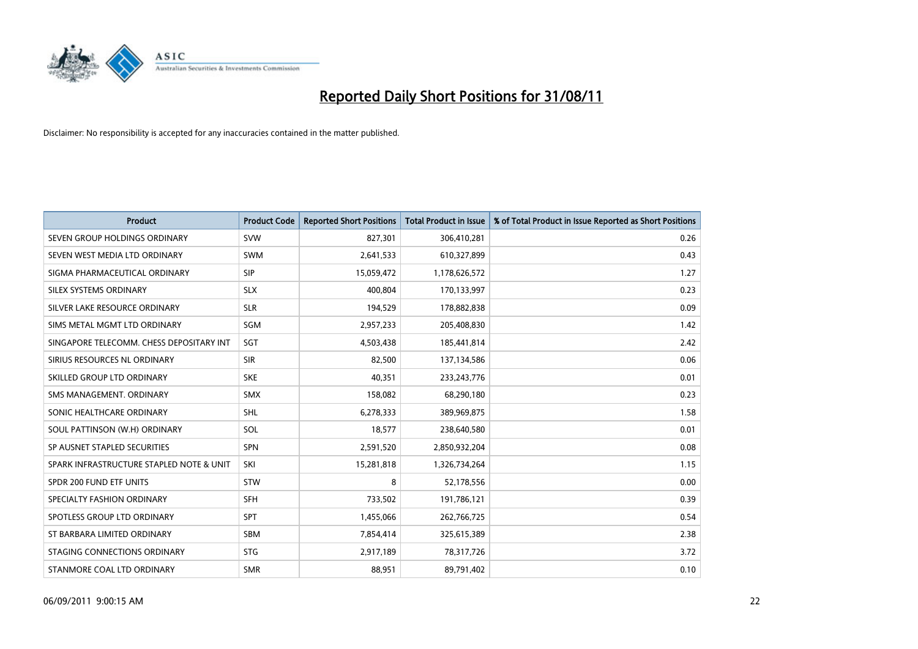# Reported Daily Short Positions for 31/08/11

Disclaimer: No responsibility is accepted for any inaccuracies contained in the matter published.

| Product | Product Code | Reported Short Positions | Total Product in Issue | % of Total Product in Issue Reported as Short Positions |
|---|---|---|---|---|
| SEVEN GROUP HOLDINGS ORDINARY | SVW | 827,301 | 306,410,281 | 0.26 |
| SEVEN WEST MEDIA LTD ORDINARY | SWM | 2,641,533 | 610,327,899 | 0.43 |
| SIGMA PHARMACEUTICAL ORDINARY | SIP | 15,059,472 | 1,178,626,572 | 1.27 |
| SILEX SYSTEMS ORDINARY | SLX | 400,804 | 170,133,997 | 0.23 |
| SILVER LAKE RESOURCE ORDINARY | SLR | 194,529 | 178,882,838 | 0.09 |
| SIMS METAL MGMT LTD ORDINARY | SGM | 2,957,233 | 205,408,830 | 1.42 |
| SINGAPORE TELECOMM. CHESS DEPOSITARY INT | SGT | 4,503,438 | 185,441,814 | 2.42 |
| SIRIUS RESOURCES NL ORDINARY | SIR | 82,500 | 137,134,586 | 0.06 |
| SKILLED GROUP LTD ORDINARY | SKE | 40,351 | 233,243,776 | 0.01 |
| SMS MANAGEMENT. ORDINARY | SMX | 158,082 | 68,290,180 | 0.23 |
| SONIC HEALTHCARE ORDINARY | SHL | 6,278,333 | 389,969,875 | 1.58 |
| SOUL PATTINSON (W.H) ORDINARY | SOL | 18,577 | 238,640,580 | 0.01 |
| SP AUSNET STAPLED SECURITIES | SPN | 2,591,520 | 2,850,932,204 | 0.08 |
| SPARK INFRASTRUCTURE STAPLED NOTE & UNIT | SKI | 15,281,818 | 1,326,734,264 | 1.15 |
| SPDR 200 FUND ETF UNITS | STW | 8 | 52,178,556 | 0.00 |
| SPECIALTY FASHION ORDINARY | SFH | 733,502 | 191,786,121 | 0.39 |
| SPOTLESS GROUP LTD ORDINARY | SPT | 1,455,066 | 262,766,725 | 0.54 |
| ST BARBARA LIMITED ORDINARY | SBM | 7,854,414 | 325,615,389 | 2.38 |
| STAGING CONNECTIONS ORDINARY | STG | 2,917,189 | 78,317,726 | 3.72 |
| STANMORE COAL LTD ORDINARY | SMR | 88,951 | 89,791,402 | 0.10 |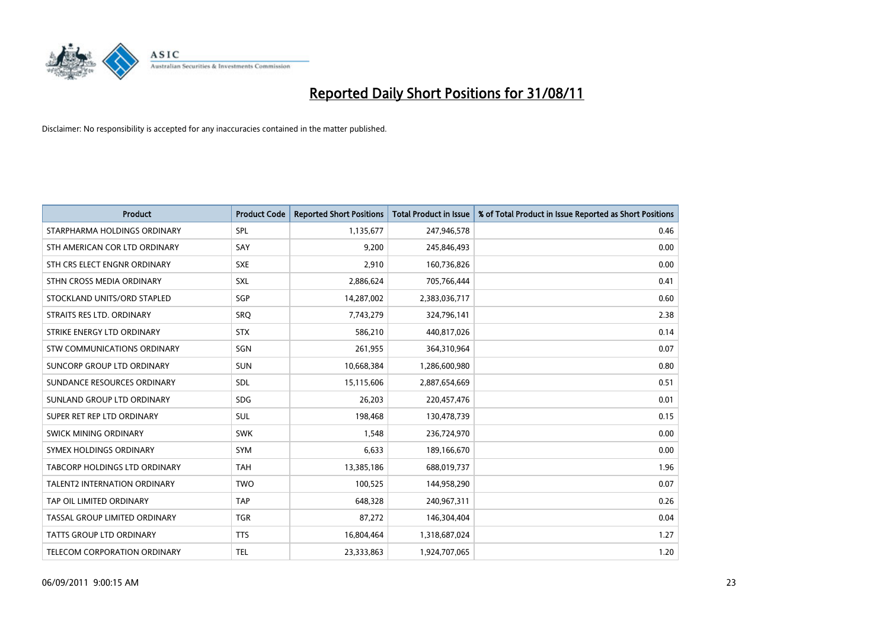# Reported Daily Short Positions for 31/08/11

Disclaimer: No responsibility is accepted for any inaccuracies contained in the matter published.

| Product | Product Code | Reported Short Positions | Total Product in Issue | % of Total Product in Issue Reported as Short Positions |
| --- | --- | --- | --- | --- |
| STARPHARMA HOLDINGS ORDINARY | SPL | 1,135,677 | 247,946,578 | 0.46 |
| STH AMERICAN COR LTD ORDINARY | SAY | 9,200 | 245,846,493 | 0.00 |
| STH CRS ELECT ENGNR ORDINARY | SXE | 2,910 | 160,736,826 | 0.00 |
| STHN CROSS MEDIA ORDINARY | SXL | 2,886,624 | 705,766,444 | 0.41 |
| STOCKLAND UNITS/ORD STAPLED | SGP | 14,287,002 | 2,383,036,717 | 0.60 |
| STRAITS RES LTD. ORDINARY | SRQ | 7,743,279 | 324,796,141 | 2.38 |
| STRIKE ENERGY LTD ORDINARY | STX | 586,210 | 440,817,026 | 0.14 |
| STW COMMUNICATIONS ORDINARY | SGN | 261,955 | 364,310,964 | 0.07 |
| SUNCORP GROUP LTD ORDINARY | SUN | 10,668,384 | 1,286,600,980 | 0.80 |
| SUNDANCE RESOURCES ORDINARY | SDL | 15,115,606 | 2,887,654,669 | 0.51 |
| SUNLAND GROUP LTD ORDINARY | SDG | 26,203 | 220,457,476 | 0.01 |
| SUPER RET REP LTD ORDINARY | SUL | 198,468 | 130,478,739 | 0.15 |
| SWICK MINING ORDINARY | SWK | 1,548 | 236,724,970 | 0.00 |
| SYMEX HOLDINGS ORDINARY | SYM | 6,633 | 189,166,670 | 0.00 |
| TABCORP HOLDINGS LTD ORDINARY | TAH | 13,385,186 | 688,019,737 | 1.96 |
| TALENT2 INTERNATION ORDINARY | TWO | 100,525 | 144,958,290 | 0.07 |
| TAP OIL LIMITED ORDINARY | TAP | 648,328 | 240,967,311 | 0.26 |
| TASSAL GROUP LIMITED ORDINARY | TGR | 87,272 | 146,304,404 | 0.04 |
| TATTS GROUP LTD ORDINARY | TTS | 16,804,464 | 1,318,687,024 | 1.27 |
| TELECOM CORPORATION ORDINARY | TEL | 23,333,863 | 1,924,707,065 | 1.20 |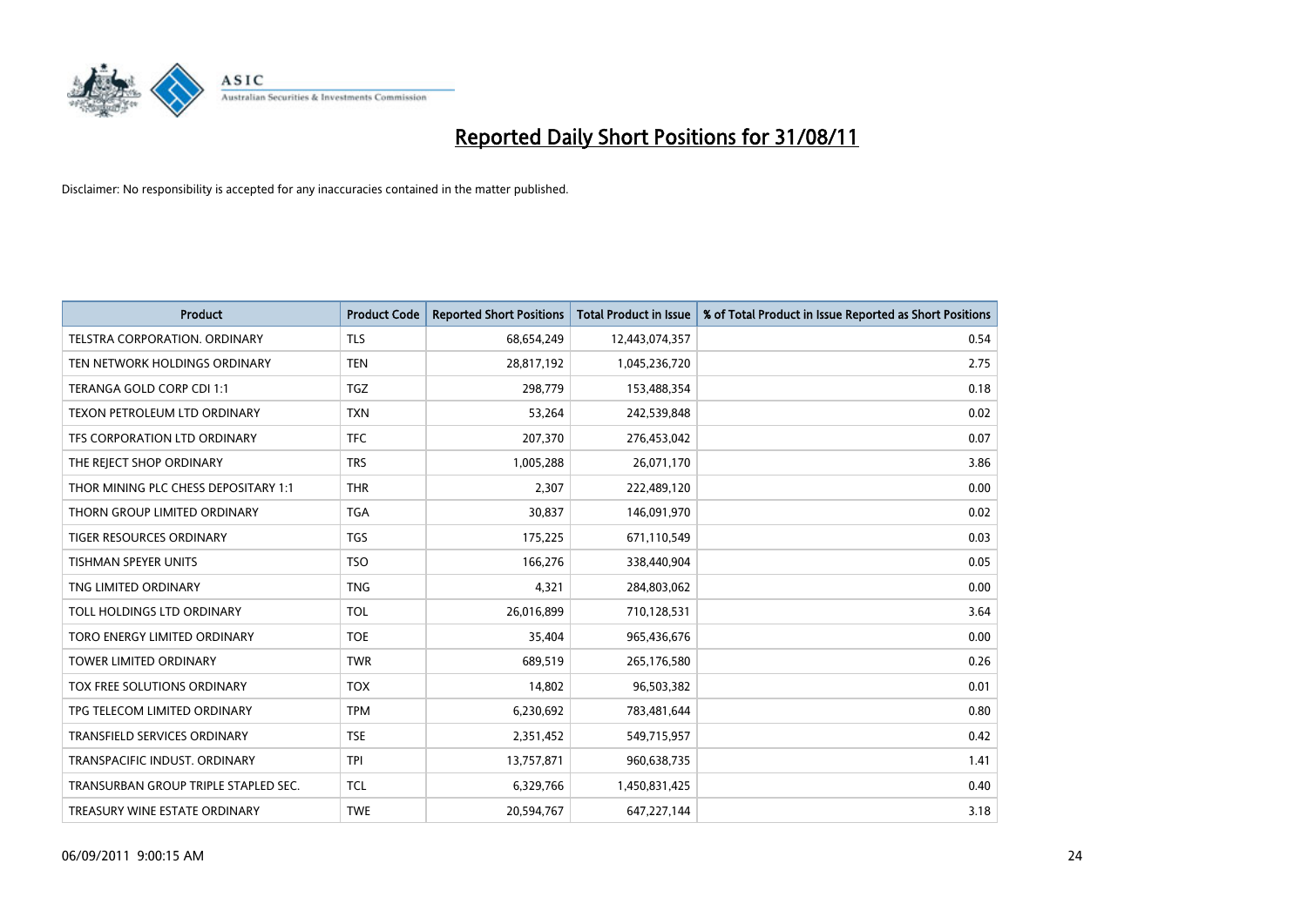# Reported Daily Short Positions for 31/08/11

Disclaimer: No responsibility is accepted for any inaccuracies contained in the matter published.

| Product | Product Code | Reported Short Positions | Total Product in Issue | % of Total Product in Issue Reported as Short Positions |
|---|---|---|---|---|
| TELSTRA CORPORATION. ORDINARY | TLS | 68,654,249 | 12,443,074,357 | 0.54 |
| TEN NETWORK HOLDINGS ORDINARY | TEN | 28,817,192 | 1,045,236,720 | 2.75 |
| TERANGA GOLD CORP CDI 1:1 | TGZ | 298,779 | 153,488,354 | 0.18 |
| TEXON PETROLEUM LTD ORDINARY | TXN | 53,264 | 242,539,848 | 0.02 |
| TFS CORPORATION LTD ORDINARY | TFC | 207,370 | 276,453,042 | 0.07 |
| THE REJECT SHOP ORDINARY | TRS | 1,005,288 | 26,071,170 | 3.86 |
| THOR MINING PLC CHESS DEPOSITARY 1:1 | THR | 2,307 | 222,489,120 | 0.00 |
| THORN GROUP LIMITED ORDINARY | TGA | 30,837 | 146,091,970 | 0.02 |
| TIGER RESOURCES ORDINARY | TGS | 175,225 | 671,110,549 | 0.03 |
| TISHMAN SPEYER UNITS | TSO | 166,276 | 338,440,904 | 0.05 |
| TNG LIMITED ORDINARY | TNG | 4,321 | 284,803,062 | 0.00 |
| TOLL HOLDINGS LTD ORDINARY | TOL | 26,016,899 | 710,128,531 | 3.64 |
| TORO ENERGY LIMITED ORDINARY | TOE | 35,404 | 965,436,676 | 0.00 |
| TOWER LIMITED ORDINARY | TWR | 689,519 | 265,176,580 | 0.26 |
| TOX FREE SOLUTIONS ORDINARY | TOX | 14,802 | 96,503,382 | 0.01 |
| TPG TELECOM LIMITED ORDINARY | TPM | 6,230,692 | 783,481,644 | 0.80 |
| TRANSFIELD SERVICES ORDINARY | TSE | 2,351,452 | 549,715,957 | 0.42 |
| TRANSPACIFIC INDUST. ORDINARY | TPI | 13,757,871 | 960,638,735 | 1.41 |
| TRANSURBAN GROUP TRIPLE STAPLED SEC. | TCL | 6,329,766 | 1,450,831,425 | 0.40 |
| TREASURY WINE ESTATE ORDINARY | TWE | 20,594,767 | 647,227,144 | 3.18 |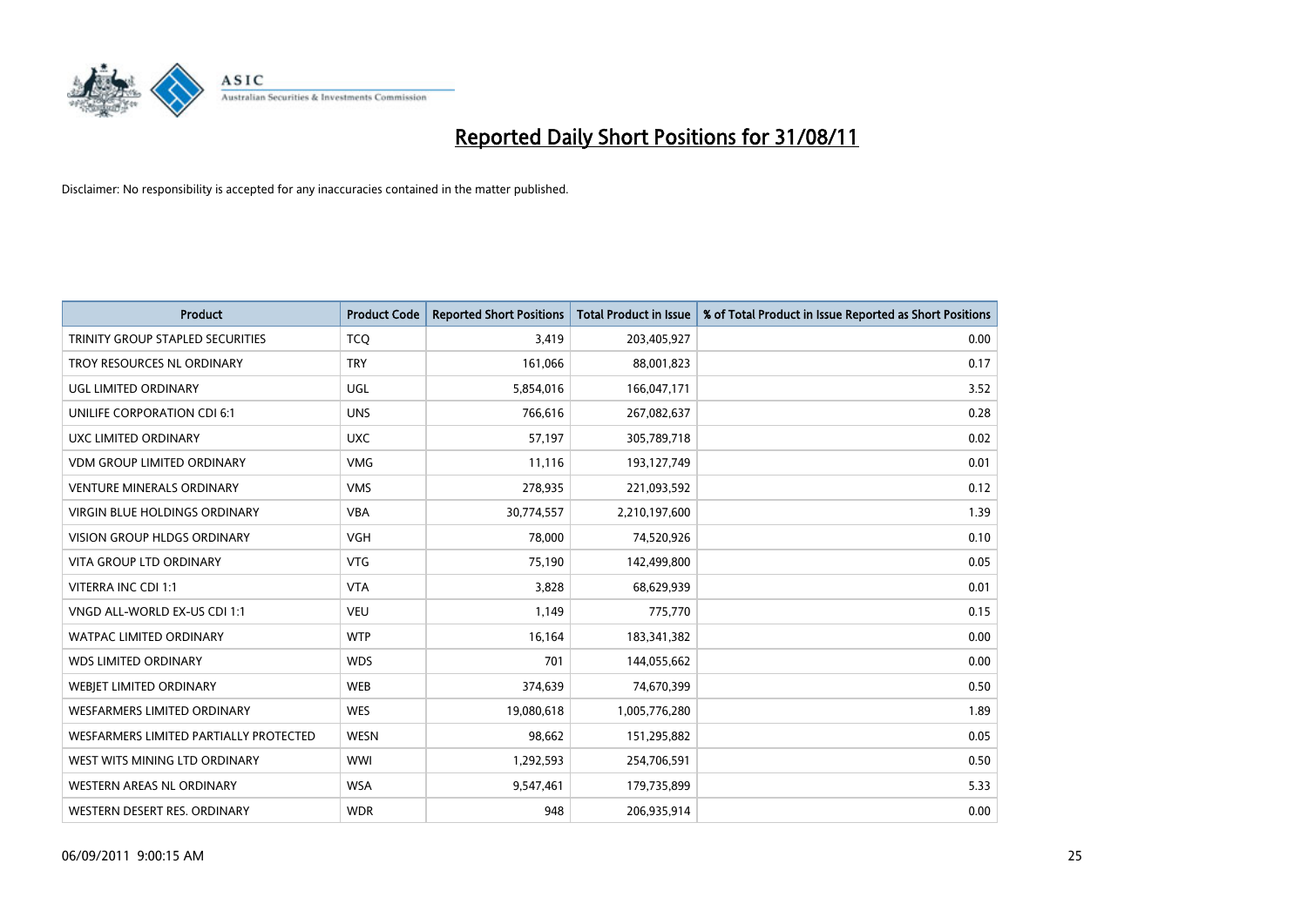# Reported Daily Short Positions for 31/08/11

Disclaimer: No responsibility is accepted for any inaccuracies contained in the matter published.

| Product | Product Code | Reported Short Positions | Total Product in Issue | % of Total Product in Issue Reported as Short Positions |
|---|---|---|---|---|
| TRINITY GROUP STAPLED SECURITIES | TCQ | 3,419 | 203,405,927 | 0.00 |
| TROY RESOURCES NL ORDINARY | TRY | 161,066 | 88,001,823 | 0.17 |
| UGL LIMITED ORDINARY | UGL | 5,854,016 | 166,047,171 | 3.52 |
| UNILIFE CORPORATION CDI 6:1 | UNS | 766,616 | 267,082,637 | 0.28 |
| UXC LIMITED ORDINARY | UXC | 57,197 | 305,789,718 | 0.02 |
| VDM GROUP LIMITED ORDINARY | VMG | 11,116 | 193,127,749 | 0.01 |
| VENTURE MINERALS ORDINARY | VMS | 278,935 | 221,093,592 | 0.12 |
| VIRGIN BLUE HOLDINGS ORDINARY | VBA | 30,774,557 | 2,210,197,600 | 1.39 |
| VISION GROUP HLDGS ORDINARY | VGH | 78,000 | 74,520,926 | 0.10 |
| VITA GROUP LTD ORDINARY | VTG | 75,190 | 142,499,800 | 0.05 |
| VITERRA INC CDI 1:1 | VTA | 3,828 | 68,629,939 | 0.01 |
| VNGD ALL-WORLD EX-US CDI 1:1 | VEU | 1,149 | 775,770 | 0.15 |
| WATPAC LIMITED ORDINARY | WTP | 16,164 | 183,341,382 | 0.00 |
| WDS LIMITED ORDINARY | WDS | 701 | 144,055,662 | 0.00 |
| WEBJET LIMITED ORDINARY | WEB | 374,639 | 74,670,399 | 0.50 |
| WESFARMERS LIMITED ORDINARY | WES | 19,080,618 | 1,005,776,280 | 1.89 |
| WESFARMERS LIMITED PARTIALLY PROTECTED | WESN | 98,662 | 151,295,882 | 0.05 |
| WEST WITS MINING LTD ORDINARY | WWI | 1,292,593 | 254,706,591 | 0.50 |
| WESTERN AREAS NL ORDINARY | WSA | 9,547,461 | 179,735,899 | 5.33 |
| WESTERN DESERT RES. ORDINARY | WDR | 948 | 206,935,914 | 0.00 |

06/09/2011 9:00:15 AM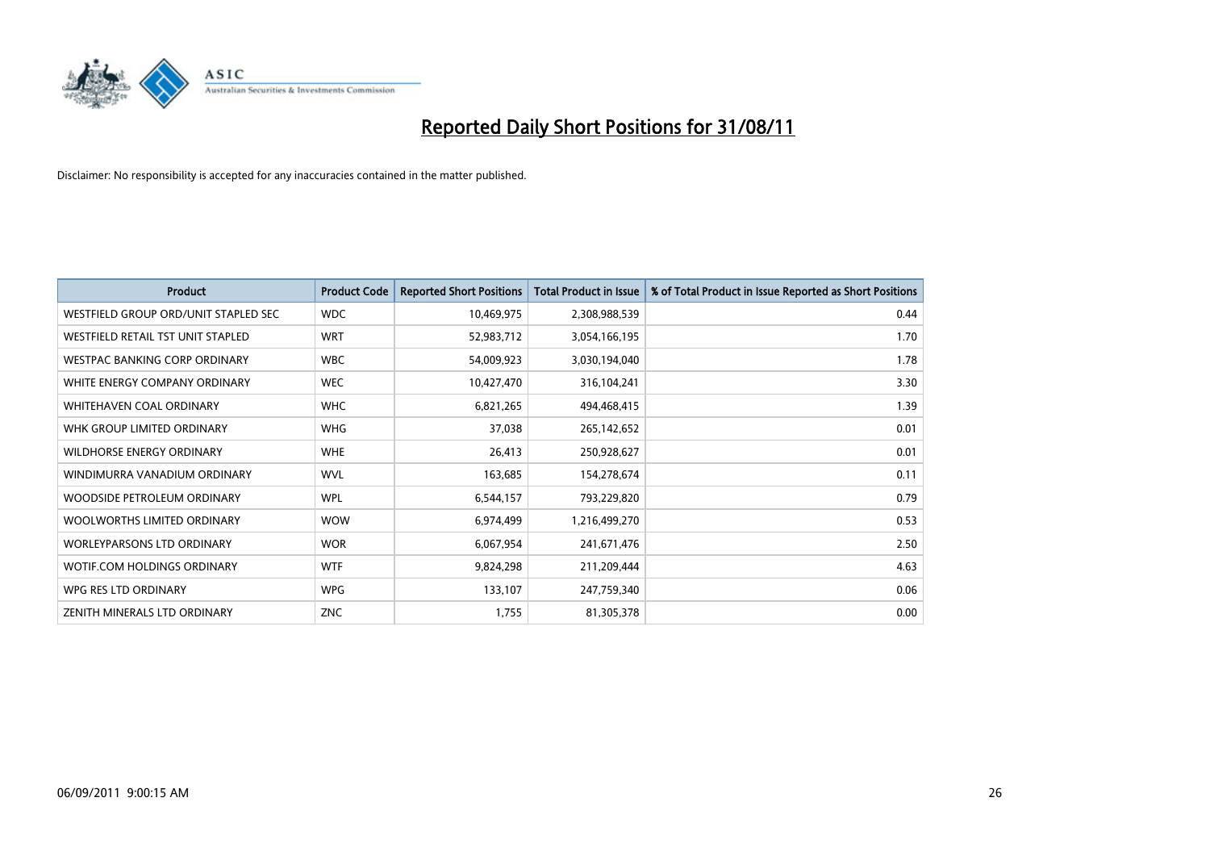# Reported Daily Short Positions for 31/08/11

Disclaimer: No responsibility is accepted for any inaccuracies contained in the matter published.

| Product | Product Code | Reported Short Positions | Total Product in Issue | % of Total Product in Issue Reported as Short Positions |
|---|---|---|---|---|
| WESTFIELD GROUP ORD/UNIT STAPLED SEC | WDC | 10,469,975 | 2,308,988,539 | 0.44 |
| WESTFIELD RETAIL TST UNIT STAPLED | WRT | 52,983,712 | 3,054,166,195 | 1.70 |
| WESTPAC BANKING CORP ORDINARY | WBC | 54,009,923 | 3,030,194,040 | 1.78 |
| WHITE ENERGY COMPANY ORDINARY | WEC | 10,427,470 | 316,104,241 | 3.30 |
| WHITEHAVEN COAL ORDINARY | WHC | 6,821,265 | 494,468,415 | 1.39 |
| WHK GROUP LIMITED ORDINARY | WHG | 37,038 | 265,142,652 | 0.01 |
| WILDHORSE ENERGY ORDINARY | WHE | 26,413 | 250,928,627 | 0.01 |
| WINDIMURRA VANADIUM ORDINARY | WVL | 163,685 | 154,278,674 | 0.11 |
| WOODSIDE PETROLEUM ORDINARY | WPL | 6,544,157 | 793,229,820 | 0.79 |
| WOOLWORTHS LIMITED ORDINARY | WOW | 6,974,499 | 1,216,499,270 | 0.53 |
| WORLEYPARSONS LTD ORDINARY | WOR | 6,067,954 | 241,671,476 | 2.50 |
| WOTIF.COM HOLDINGS ORDINARY | WTF | 9,824,298 | 211,209,444 | 4.63 |
| WPG RES LTD ORDINARY | WPG | 133,107 | 247,759,340 | 0.06 |
| ZENITH MINERALS LTD ORDINARY | ZNC | 1,755 | 81,305,378 | 0.00 |